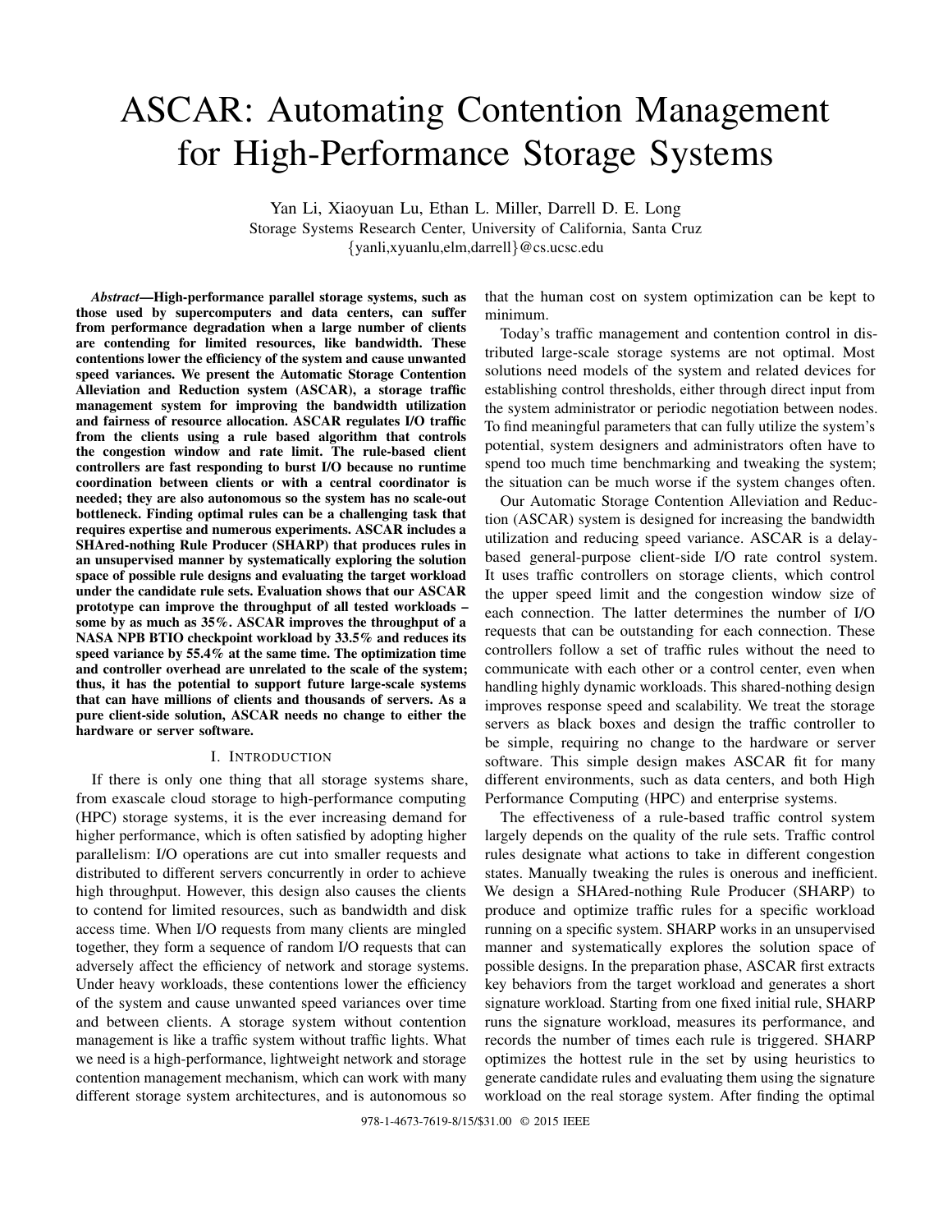# ASCAR: Automating Contention Management for High-Performance Storage Systems

Yan Li, Xiaoyuan Lu, Ethan L. Miller, Darrell D. E. Long
Storage Systems Research Center, University of California, Santa Cruz
{yanli,xyuanlu,elm,darrell}@cs.ucsc.edu

***Abstract*—High-performance parallel storage systems, such as those used by supercomputers and data centers, can suffer from performance degradation when a large number of clients are contending for limited resources, like bandwidth. These contentions lower the efficiency of the system and cause unwanted speed variances. We present the Automatic Storage Contention Alleviation and Reduction system (ASCAR), a storage traffic management system for improving the bandwidth utilization and fairness of resource allocation. ASCAR regulates I/O traffic from the clients using a rule based algorithm that controls the congestion window and rate limit. The rule-based client controllers are fast responding to burst I/O because no runtime coordination between clients or with a central coordinator is needed; they are also autonomous so the system has no scale-out bottleneck. Finding optimal rules can be a challenging task that requires expertise and numerous experiments. ASCAR includes a SHAred-nothing Rule Producer (SHARP) that produces rules in an unsupervised manner by systematically exploring the solution space of possible rule designs and evaluating the target workload under the candidate rule sets. Evaluation shows that our ASCAR prototype can improve the throughput of all tested workloads – some by as much as 35%. ASCAR improves the throughput of a NASA NPB BTIO checkpoint workload by 33.5% and reduces its speed variance by 55.4% at the same time. The optimization time and controller overhead are unrelated to the scale of the system; thus, it has the potential to support future large-scale systems that can have millions of clients and thousands of servers. As a pure client-side solution, ASCAR needs no change to either the hardware or server software.**

## I. Introduction

If there is only one thing that all storage systems share, from exascale cloud storage to high-performance computing (HPC) storage systems, it is the ever increasing demand for higher performance, which is often satisfied by adopting higher parallelism: I/O operations are cut into smaller requests and distributed to different servers concurrently in order to achieve high throughput. However, this design also causes the clients to contend for limited resources, such as bandwidth and disk access time. When I/O requests from many clients are mingled together, they form a sequence of random I/O requests that can adversely affect the efficiency of network and storage systems. Under heavy workloads, these contentions lower the efficiency of the system and cause unwanted speed variances over time and between clients. A storage system without contention management is like a traffic system without traffic lights. What we need is a high-performance, lightweight network and storage contention management mechanism, which can work with many different storage system architectures, and is autonomous so that the human cost on system optimization can be kept to minimum.

Today's traffic management and contention control in distributed large-scale storage systems are not optimal. Most solutions need models of the system and related devices for establishing control thresholds, either through direct input from the system administrator or periodic negotiation between nodes. To find meaningful parameters that can fully utilize the system's potential, system designers and administrators often have to spend too much time benchmarking and tweaking the system; the situation can be much worse if the system changes often.

Our Automatic Storage Contention Alleviation and Reduction (ASCAR) system is designed for increasing the bandwidth utilization and reducing speed variance. ASCAR is a delay-based general-purpose client-side I/O rate control system. It uses traffic controllers on storage clients, which control the upper speed limit and the congestion window size of each connection. The latter determines the number of I/O requests that can be outstanding for each connection. These controllers follow a set of traffic rules without the need to communicate with each other or a control center, even when handling highly dynamic workloads. This shared-nothing design improves response speed and scalability. We treat the storage servers as black boxes and design the traffic controller to be simple, requiring no change to the hardware or server software. This simple design makes ASCAR fit for many different environments, such as data centers, and both High Performance Computing (HPC) and enterprise systems.

The effectiveness of a rule-based traffic control system largely depends on the quality of the rule sets. Traffic control rules designate what actions to take in different congestion states. Manually tweaking the rules is onerous and inefficient. We design a SHAred-nothing Rule Producer (SHARP) to produce and optimize traffic rules for a specific workload running on a specific system. SHARP works in an unsupervised manner and systematically explores the solution space of possible designs. In the preparation phase, ASCAR first extracts key behaviors from the target workload and generates a short signature workload. Starting from one fixed initial rule, SHARP runs the signature workload, measures its performance, and records the number of times each rule is triggered. SHARP optimizes the hottest rule in the set by using heuristics to generate candidate rules and evaluating them using the signature workload on the real storage system. After finding the optimal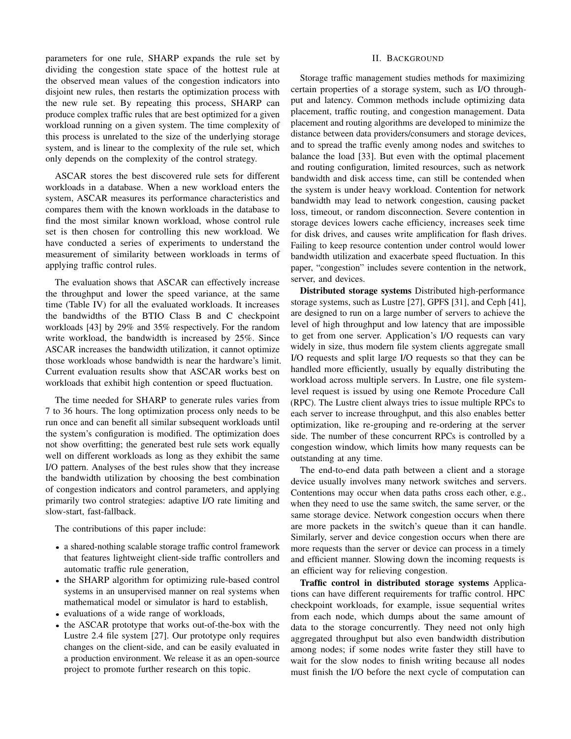parameters for one rule, SHARP expands the rule set by dividing the congestion state space of the hottest rule at the observed mean values of the congestion indicators into disjoint new rules, then restarts the optimization process with the new rule set. By repeating this process, SHARP can produce complex traffic rules that are best optimized for a given workload running on a given system. The time complexity of this process is unrelated to the size of the underlying storage system, and is linear to the complexity of the rule set, which only depends on the complexity of the control strategy.

ASCAR stores the best discovered rule sets for different workloads in a database. When a new workload enters the system, ASCAR measures its performance characteristics and compares them with the known workloads in the database to find the most similar known workload, whose control rule set is then chosen for controlling this new workload. We have conducted a series of experiments to understand the measurement of similarity between workloads in terms of applying traffic control rules.

The evaluation shows that ASCAR can effectively increase the throughput and lower the speed variance, at the same time (Table IV) for all the evaluated workloads. It increases the bandwidths of the BTIO Class B and C checkpoint workloads [43] by 29% and 35% respectively. For the random write workload, the bandwidth is increased by 25%. Since ASCAR increases the bandwidth utilization, it cannot optimize those workloads whose bandwidth is near the hardware's limit. Current evaluation results show that ASCAR works best on workloads that exhibit high contention or speed fluctuation.

The time needed for SHARP to generate rules varies from 7 to 36 hours. The long optimization process only needs to be run once and can benefit all similar subsequent workloads until the system's configuration is modified. The optimization does not show overfitting; the generated best rule sets work equally well on different workloads as long as they exhibit the same I/O pattern. Analyses of the best rules show that they increase the bandwidth utilization by choosing the best combination of congestion indicators and control parameters, and applying primarily two control strategies: adaptive I/O rate limiting and slow-start, fast-fallback.

The contributions of this paper include:

- a shared-nothing scalable storage traffic control framework that features lightweight client-side traffic controllers and automatic traffic rule generation,
- the SHARP algorithm for optimizing rule-based control systems in an unsupervised manner on real systems when mathematical model or simulator is hard to establish,
- evaluations of a wide range of workloads,
- the ASCAR prototype that works out-of-the-box with the Lustre 2.4 file system [27]. Our prototype only requires changes on the client-side, and can be easily evaluated in a production environment. We release it as an open-source project to promote further research on this topic.

## II. Background

Storage traffic management studies methods for maximizing certain properties of a storage system, such as I/O throughput and latency. Common methods include optimizing data placement, traffic routing, and congestion management. Data placement and routing algorithms are developed to minimize the distance between data providers/consumers and storage devices, and to spread the traffic evenly among nodes and switches to balance the load [33]. But even with the optimal placement and routing configuration, limited resources, such as network bandwidth and disk access time, can still be contended when the system is under heavy workload. Contention for network bandwidth may lead to network congestion, causing packet loss, timeout, or random disconnection. Severe contention in storage devices lowers cache efficiency, increases seek time for disk drives, and causes write amplification for flash drives. Failing to keep resource contention under control would lower bandwidth utilization and exacerbate speed fluctuation. In this paper, "congestion" includes severe contention in the network, server, and devices.

**Distributed storage systems** Distributed high-performance storage systems, such as Lustre [27], GPFS [31], and Ceph [41], are designed to run on a large number of servers to achieve the level of high throughput and low latency that are impossible to get from one server. Application's I/O requests can vary widely in size, thus modern file system clients aggregate small I/O requests and split large I/O requests so that they can be handled more efficiently, usually by equally distributing the workload across multiple servers. In Lustre, one file system-level request is issued by using one Remote Procedure Call (RPC). The Lustre client always tries to issue multiple RPCs to each server to increase throughput, and this also enables better optimization, like re-grouping and re-ordering at the server side. The number of these concurrent RPCs is controlled by a congestion window, which limits how many requests can be outstanding at any time.

The end-to-end data path between a client and a storage device usually involves many network switches and servers. Contentions may occur when data paths cross each other, e.g., when they need to use the same switch, the same server, or the same storage device. Network congestion occurs when there are more packets in the switch's queue than it can handle. Similarly, server and device congestion occurs when there are more requests than the server or device can process in a timely and efficient manner. Slowing down the incoming requests is an efficient way for relieving congestion.

**Traffic control in distributed storage systems** Applications can have different requirements for traffic control. HPC checkpoint workloads, for example, issue sequential writes from each node, which dumps about the same amount of data to the storage concurrently. They need not only high aggregated throughput but also even bandwidth distribution among nodes; if some nodes write faster they still have to wait for the slow nodes to finish writing because all nodes must finish the I/O before the next cycle of computation can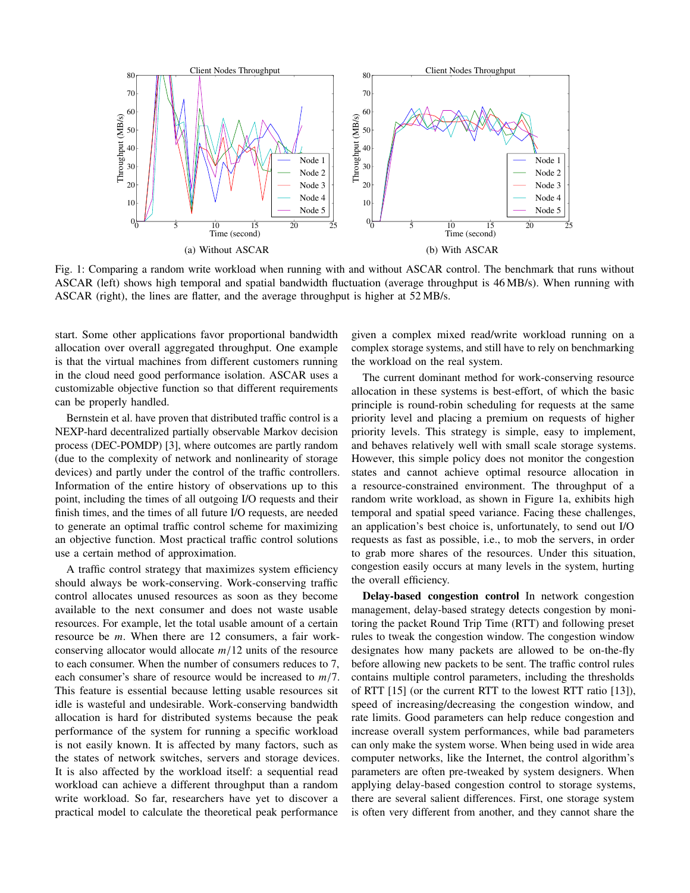Client Nodes Throughput

Throughput (MB/s)

Time (second)

Node 1
Node 2
Node 3
Node 4
Node 5

(a) Without ASCAR

Client Nodes Throughput

Throughput (MB/s)

Time (second)

Node 1
Node 2
Node 3
Node 4
Node 5

(b) With ASCAR

Fig. 1: Comparing a random write workload when running with and without ASCAR control. The benchmark that runs without ASCAR (left) shows high temporal and spatial bandwidth fluctuation (average throughput is 46 MB/s). When running with ASCAR (right), the lines are flatter, and the average throughput is higher at 52 MB/s.

start. Some other applications favor proportional bandwidth allocation over overall aggregated throughput. One example is that the virtual machines from different customers running in the cloud need good performance isolation. ASCAR uses a customizable objective function so that different requirements can be properly handled.

Bernstein et al. have proven that distributed traffic control is a NEXP-hard decentralized partially observable Markov decision process (DEC-POMDP) [3], where outcomes are partly random (due to the complexity of network and nonlinearity of storage devices) and partly under the control of the traffic controllers. Information of the entire history of observations up to this point, including the times of all outgoing I/O requests and their finish times, and the times of all future I/O requests, are needed to generate an optimal traffic control scheme for maximizing an objective function. Most practical traffic control solutions use a certain method of approximation.

A traffic control strategy that maximizes system efficiency should always be work-conserving. Work-conserving traffic control allocates unused resources as soon as they become available to the next consumer and does not waste usable resources. For example, let the total usable amount of a certain resource be $m$. When there are 12 consumers, a fair work-conserving allocator would allocate $m/12$ units of the resource to each consumer. When the number of consumers reduces to 7, each consumer's share of resource would be increased to $m/7$. This feature is essential because letting usable resources sit idle is wasteful and undesirable. Work-conserving bandwidth allocation is hard for distributed systems because the peak performance of the system for running a specific workload is not easily known. It is affected by many factors, such as the states of network switches, servers and storage devices. It is also affected by the workload itself: a sequential read workload can achieve a different throughput than a random write workload. So far, researchers have yet to discover a practical model to calculate the theoretical peak performance given a complex mixed read/write workload running on a complex storage systems, and still have to rely on benchmarking the workload on the real system.

The current dominant method for work-conserving resource allocation in these systems is best-effort, of which the basic principle is round-robin scheduling for requests at the same priority level and placing a premium on requests of higher priority levels. This strategy is simple, easy to implement, and behaves relatively well with small scale storage systems. However, this simple policy does not monitor the congestion states and cannot achieve optimal resource allocation in a resource-constrained environment. The throughput of a random write workload, as shown in Figure 1a, exhibits high temporal and spatial speed variance. Facing these challenges, an application's best choice is, unfortunately, to send out I/O requests as fast as possible, i.e., to mob the servers, in order to grab more shares of the resources. Under this situation, congestion easily occurs at many levels in the system, hurting the overall efficiency.

**Delay-based congestion control** In network congestion management, delay-based strategy detects congestion by monitoring the packet Round Trip Time (RTT) and following preset rules to tweak the congestion window. The congestion window designates how many packets are allowed to be on-the-fly before allowing new packets to be sent. The traffic control rules contains multiple control parameters, including the thresholds of RTT [15] (or the current RTT to the lowest RTT ratio [13]), speed of increasing/decreasing the congestion window, and rate limits. Good parameters can help reduce congestion and increase overall system performances, while bad parameters can only make the system worse. When being used in wide area computer networks, like the Internet, the control algorithm's parameters are often pre-tweaked by system designers. When applying delay-based congestion control to storage systems, there are several salient differences. First, one storage system is often very different from another, and they cannot share the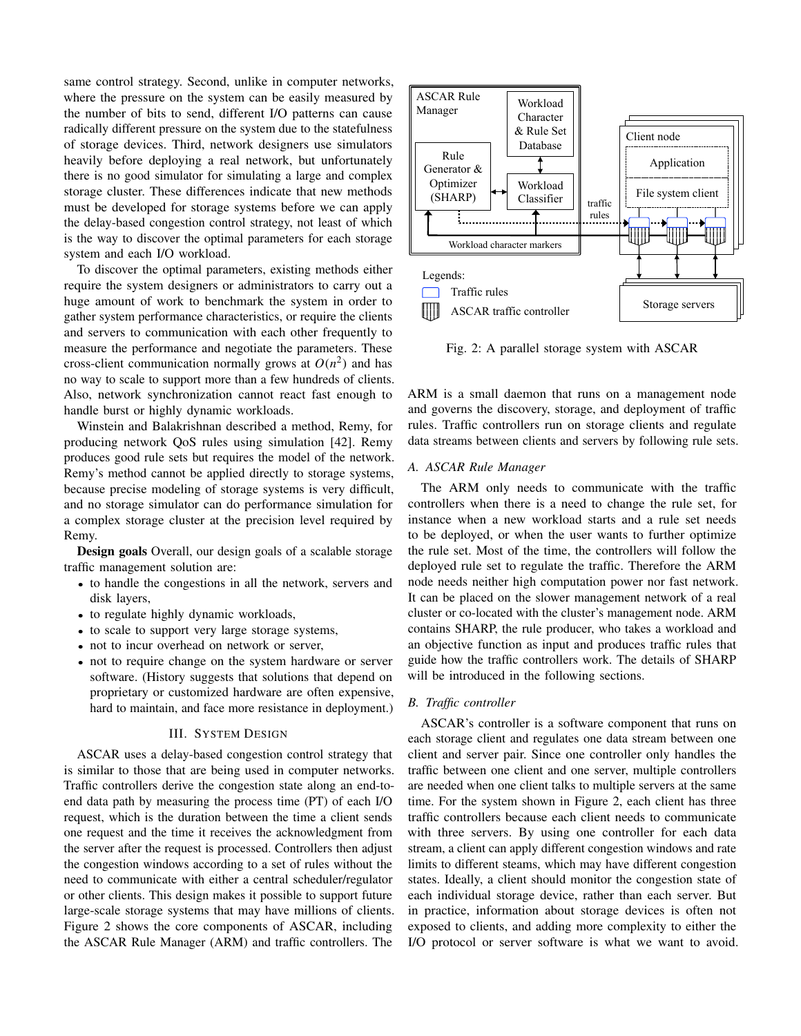same control strategy. Second, unlike in computer networks, where the pressure on the system can be easily measured by the number of bits to send, different I/O patterns can cause radically different pressure on the system due to the statefulness of storage devices. Third, network designers use simulators heavily before deploying a real network, but unfortunately there is no good simulator for simulating a large and complex storage cluster. These differences indicate that new methods must be developed for storage systems before we can apply the delay-based congestion control strategy, not least of which is the way to discover the optimal parameters for each storage system and each I/O workload.

To discover the optimal parameters, existing methods either require the system designers or administrators to carry out a huge amount of work to benchmark the system in order to gather system performance characteristics, or require the clients and servers to communication with each other frequently to measure the performance and negotiate the parameters. These cross-client communication normally grows at $O(n^2)$ and has no way to scale to support more than a few hundreds of clients. Also, network synchronization cannot react fast enough to handle burst or highly dynamic workloads.

Winstein and Balakrishnan described a method, Remy, for producing network QoS rules using simulation [42]. Remy produces good rule sets but requires the model of the network. Remy's method cannot be applied directly to storage systems, because precise modeling of storage systems is very difficult, and no storage simulator can do performance simulation for a complex storage cluster at the precision level required by Remy.

**Design goals** Overall, our design goals of a scalable storage traffic management solution are:

- to handle the congestions in all the network, servers and disk layers,
- to regulate highly dynamic workloads,
- to scale to support very large storage systems,
- not to incur overhead on network or server,
- not to require change on the system hardware or server software. (History suggests that solutions that depend on proprietary or customized hardware are often expensive, hard to maintain, and face more resistance in deployment.)

## III. System Design

ASCAR uses a delay-based congestion control strategy that is similar to those that are being used in computer networks. Traffic controllers derive the congestion state along an end-to-end data path by measuring the process time (PT) of each I/O request, which is the duration between the time a client sends one request and the time it receives the acknowledgment from the server after the request is processed. Controllers then adjust the congestion windows according to a set of rules without the need to communicate with either a central scheduler/regulator or other clients. This design makes it possible to support future large-scale storage systems that may have millions of clients. Figure 2 shows the core components of ASCAR, including the ASCAR Rule Manager (ARM) and traffic controllers. The ARM is a small daemon that runs on a management node and governs the discovery, storage, and deployment of traffic rules. Traffic controllers run on storage clients and regulate data streams between clients and servers by following rule sets.

Fig. 2: A parallel storage system with ASCAR

### A. ASCAR Rule Manager

The ARM only needs to communicate with the traffic controllers when there is a need to change the rule set, for instance when a new workload starts and a rule set needs to be deployed, or when the user wants to further optimize the rule set. Most of the time, the controllers will follow the deployed rule set to regulate the traffic. Therefore the ARM node needs neither high computation power nor fast network. It can be placed on the slower management network of a real cluster or co-located with the cluster's management node. ARM contains SHARP, the rule producer, who takes a workload and an objective function as input and produces traffic rules that guide how the traffic controllers work. The details of SHARP will be introduced in the following sections.

### B. Traffic controller

ASCAR's controller is a software component that runs on each storage client and regulates one data stream between one client and server pair. Since one controller only handles the traffic between one client and one server, multiple controllers are needed when one client talks to multiple servers at the same time. For the system shown in Figure 2, each client has three traffic controllers because each client needs to communicate with three servers. By using one controller for each data stream, a client can apply different congestion windows and rate limits to different steams, which may have different congestion states. Ideally, a client should monitor the congestion state of each individual storage device, rather than each server. But in practice, information about storage devices is often not exposed to clients, and adding more complexity to either the I/O protocol or server software is what we want to avoid.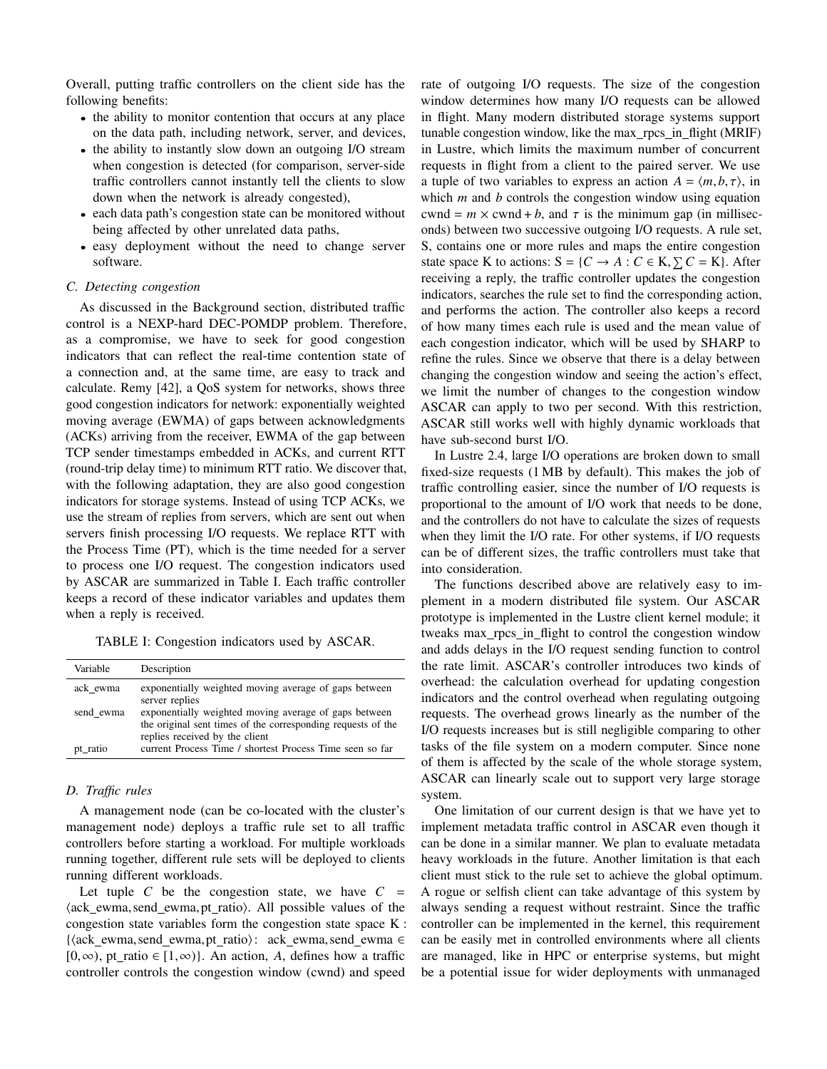Overall, putting traffic controllers on the client side has the following benefits:

- the ability to monitor contention that occurs at any place on the data path, including network, server, and devices,
- the ability to instantly slow down an outgoing I/O stream when congestion is detected (for comparison, server-side traffic controllers cannot instantly tell the clients to slow down when the network is already congested),
- each data path's congestion state can be monitored without being affected by other unrelated data paths,
- easy deployment without the need to change server software.

### C. Detecting congestion

As discussed in the Background section, distributed traffic control is a NEXP-hard DEC-POMDP problem. Therefore, as a compromise, we have to seek for good congestion indicators that can reflect the real-time contention state of a connection and, at the same time, are easy to track and calculate. Remy [42], a QoS system for networks, shows three good congestion indicators for network: exponentially weighted moving average (EWMA) of gaps between acknowledgments (ACKs) arriving from the receiver, EWMA of the gap between TCP sender timestamps embedded in ACKs, and current RTT (round-trip delay time) to minimum RTT ratio. We discover that, with the following adaptation, they are also good congestion indicators for storage systems. Instead of using TCP ACKs, we use the stream of replies from servers, which are sent out when servers finish processing I/O requests. We replace RTT with the Process Time (PT), which is the time needed for a server to process one I/O request. The congestion indicators used by ASCAR are summarized in Table I. Each traffic controller keeps a record of these indicator variables and updates them when a reply is received.

TABLE I: Congestion indicators used by ASCAR.

| Variable | Description |
|---|---|
| ack_ewma | exponentially weighted moving average of gaps between server replies |
| send_ewma | exponentially weighted moving average of gaps between the original sent times of the corresponding requests of the replies received by the client |
| pt_ratio | current Process Time / shortest Process Time seen so far |

### D. Traffic rules

A management node (can be co-located with the cluster's management node) deploys a traffic rule set to all traffic controllers before starting a workload. For multiple workloads running together, different rule sets will be deployed to clients running different workloads.

Let tuple $C$ be the congestion state, we have $C = \langle \text{ack\_ewma}, \text{send\_ewma}, \text{pt\_ratio} \rangle$. All possible values of the congestion state variables form the congestion state space $\mathrm{K}$ : $\{\langle \text{ack\_ewma}, \text{send\_ewma}, \text{pt\_ratio} \rangle :\ \text{ack\_ewma}, \text{send\_ewma} \in [0, \infty),\ \text{pt\_ratio} \in [1, \infty)\}$. An action, $A$, defines how a traffic controller controls the congestion window (cwnd) and speed rate of outgoing I/O requests. The size of the congestion window determines how many I/O requests can be allowed in flight. Many modern distributed storage systems support tunable congestion window, like the max_rpcs_in_flight (MRIF) in Lustre, which limits the maximum number of concurrent requests in flight from a client to the paired server. We use a tuple of two variables to express an action $A = \langle m, b, \tau \rangle$, in which $m$ and $b$ controls the congestion window using equation $\text{cwnd} = m \times \text{cwnd} + b$, and $\tau$ is the minimum gap (in milliseconds) between two successive outgoing I/O requests. A rule set, S, contains one or more rules and maps the entire congestion state space K to actions: $\mathrm{S} = \{C \rightarrow A : C \in \mathrm{K}, \sum C = \mathrm{K}\}$. After receiving a reply, the traffic controller updates the congestion indicators, searches the rule set to find the corresponding action, and performs the action. The controller also keeps a record of how many times each rule is used and the mean value of each congestion indicator, which will be used by SHARP to refine the rules. Since we observe that there is a delay between changing the congestion window and seeing the action's effect, we limit the number of changes to the congestion window ASCAR can apply to two per second. With this restriction, ASCAR still works well with highly dynamic workloads that have sub-second burst I/O.

In Lustre 2.4, large I/O operations are broken down to small fixed-size requests (1 MB by default). This makes the job of traffic controlling easier, since the number of I/O requests is proportional to the amount of I/O work that needs to be done, and the controllers do not have to calculate the sizes of requests when they limit the I/O rate. For other systems, if I/O requests can be of different sizes, the traffic controllers must take that into consideration.

The functions described above are relatively easy to implement in a modern distributed file system. Our ASCAR prototype is implemented in the Lustre client kernel module; it tweaks max_rpcs_in_flight to control the congestion window and adds delays in the I/O request sending function to control the rate limit. ASCAR's controller introduces two kinds of overhead: the calculation overhead for updating congestion indicators and the control overhead when regulating outgoing requests. The overhead grows linearly as the number of the I/O requests increases but is still negligible comparing to other tasks of the file system on a modern computer. Since none of them is affected by the scale of the whole storage system, ASCAR can linearly scale out to support very large storage system.

One limitation of our current design is that we have yet to implement metadata traffic control in ASCAR even though it can be done in a similar manner. We plan to evaluate metadata heavy workloads in the future. Another limitation is that each client must stick to the rule set to achieve the global optimum. A rogue or selfish client can take advantage of this system by always sending a request without restraint. Since the traffic controller can be implemented in the kernel, this requirement can be easily met in controlled environments where all clients are managed, like in HPC or enterprise systems, but might be a potential issue for wider deployments with unmanaged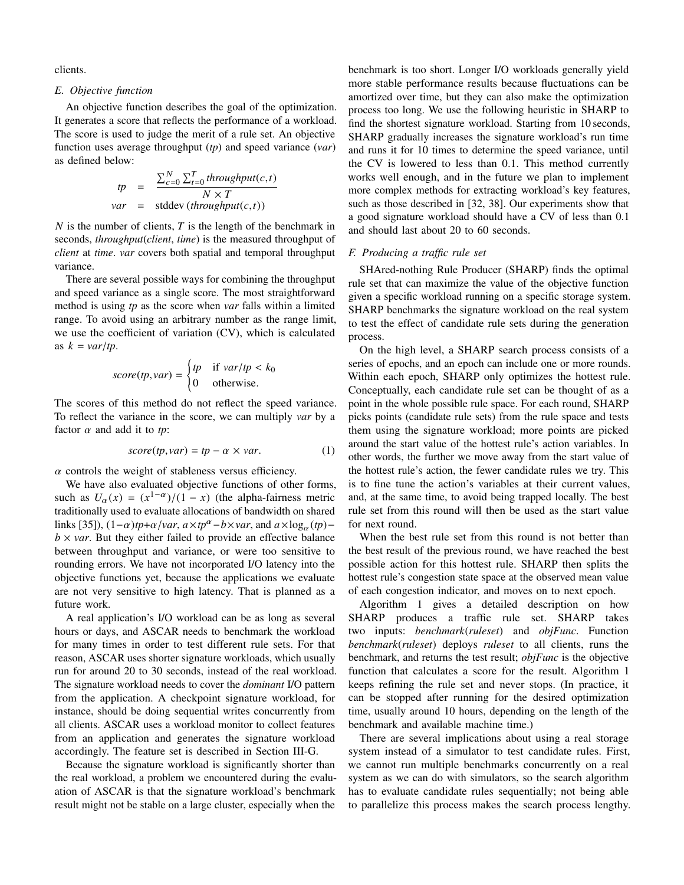clients.

### E. Objective function

An objective function describes the goal of the optimization. It generates a score that reflects the performance of a workload. The score is used to judge the merit of a rule set. An objective function uses average throughput (*tp*) and speed variance (*var*) as defined below:

$$
\begin{aligned}
tp &= \frac{\sum_{c=0}^{N} \sum_{t=0}^{T} throughput(c,t)}{N \times T} \\
var &= \text{stddev}\,(throughput(c,t))
\end{aligned}
$$

$N$ is the number of clients, $T$ is the length of the benchmark in seconds, *throughput*(*client*, *time*) is the measured throughput of *client* at *time*. *var* covers both spatial and temporal throughput variance.

There are several possible ways for combining the throughput and speed variance as a single score. The most straightforward method is using *tp* as the score when *var* falls within a limited range. To avoid using an arbitrary number as the range limit, we use the coefficient of variation (CV), which is calculated as $k = var/tp$.

$$
score(tp, var) = \begin{cases} tp & \text{if } var/tp < k_0 \\ 0 & \text{otherwise.} \end{cases}
$$

The scores of this method do not reflect the speed variance. To reflect the variance in the score, we can multiply *var* by a factor $\alpha$ and add it to *tp*:

$$
score(tp, var) = tp - \alpha \times var. \tag{1}
$$

$\alpha$ controls the weight of stableness versus efficiency.

We have also evaluated objective functions of other forms, such as $U_\alpha(x) = (x^{1-\alpha})/(1-x)$ (the alpha-fairness metric traditionally used to evaluate allocations of bandwidth on shared links [35]), $(1-\alpha)tp + \alpha/var$, $a \times tp^\alpha - b \times var$, and $a \times \log_\alpha(tp) - b \times var$. But they either failed to provide an effective balance between throughput and variance, or were too sensitive to rounding errors. We have not incorporated I/O latency into the objective functions yet, because the applications we evaluate are not very sensitive to high latency. That is planned as a future work.

A real application's I/O workload can be as long as several hours or days, and ASCAR needs to benchmark the workload for many times in order to test different rule sets. For that reason, ASCAR uses shorter signature workloads, which usually run for around 20 to 30 seconds, instead of the real workload. The signature workload needs to cover the *dominant* I/O pattern from the application. A checkpoint signature workload, for instance, should be doing sequential writes concurrently from all clients. ASCAR uses a workload monitor to collect features from an application and generates the signature workload accordingly. The feature set is described in Section III-G.

Because the signature workload is significantly shorter than the real workload, a problem we encountered during the evaluation of ASCAR is that the signature workload's benchmark result might not be stable on a large cluster, especially when the benchmark is too short. Longer I/O workloads generally yield more stable performance results because fluctuations can be amortized over time, but they can also make the optimization process too long. We use the following heuristic in SHARP to find the shortest signature workload. Starting from 10 seconds, SHARP gradually increases the signature workload's run time and runs it for 10 times to determine the speed variance, until the CV is lowered to less than 0.1. This method currently works well enough, and in the future we plan to implement more complex methods for extracting workload's key features, such as those described in [32, 38]. Our experiments show that a good signature workload should have a CV of less than 0.1 and should last about 20 to 60 seconds.

### F. Producing a traffic rule set

SHAred-nothing Rule Producer (SHARP) finds the optimal rule set that can maximize the value of the objective function given a specific workload running on a specific storage system. SHARP benchmarks the signature workload on the real system to test the effect of candidate rule sets during the generation process.

On the high level, a SHARP search process consists of a series of epochs, and an epoch can include one or more rounds. Within each epoch, SHARP only optimizes the hottest rule. Conceptually, each candidate rule set can be thought of as a point in the whole possible rule space. For each round, SHARP picks points (candidate rule sets) from the rule space and tests them using the signature workload; more points are picked around the start value of the hottest rule's action variables. In other words, the further we move away from the start value of the hottest rule's action, the fewer candidate rules we try. This is to fine tune the action's variables at their current values, and, at the same time, to avoid being trapped locally. The best rule set from this round will then be used as the start value for next round.

When the best rule set from this round is not better than the best result of the previous round, we have reached the best possible action for this hottest rule. SHARP then splits the hottest rule's congestion state space at the observed mean value of each congestion indicator, and moves on to next epoch.

Algorithm 1 gives a detailed description on how SHARP produces a traffic rule set. SHARP takes two inputs: *benchmark*(*ruleset*) and *objFunc*. Function *benchmark*(*ruleset*) deploys *ruleset* to all clients, runs the benchmark, and returns the test result; *objFunc* is the objective function that calculates a score for the result. Algorithm 1 keeps refining the rule set and never stops. (In practice, it can be stopped after running for the desired optimization time, usually around 10 hours, depending on the length of the benchmark and available machine time.)

There are several implications about using a real storage system instead of a simulator to test candidate rules. First, we cannot run multiple benchmarks concurrently on a real system as we can do with simulators, so the search algorithm has to evaluate candidate rules sequentially; not being able to parallelize this process makes the search process lengthy.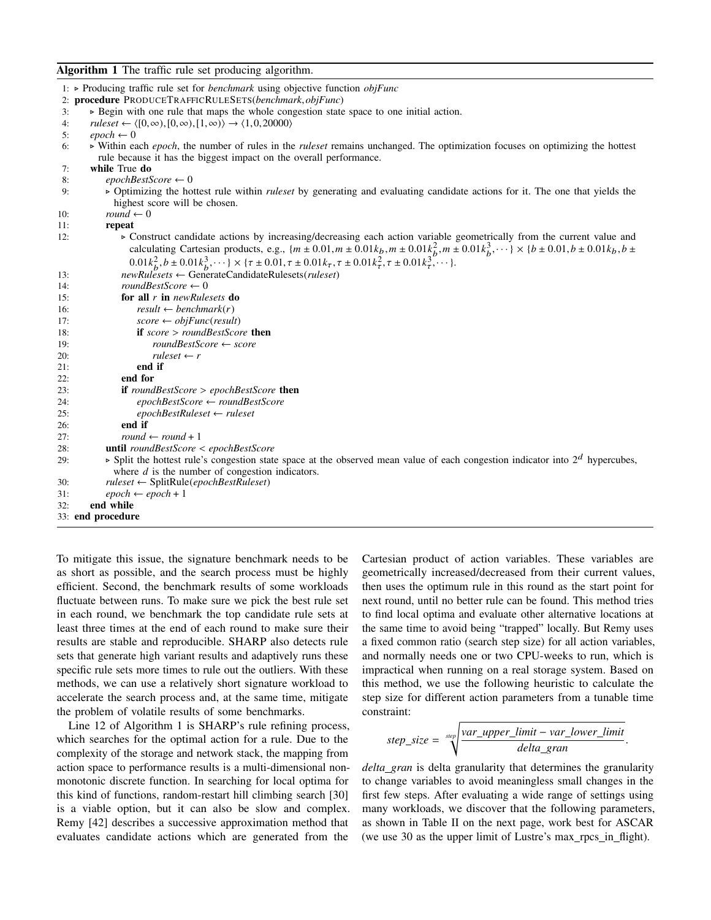**Algorithm 1** The traffic rule set producing algorithm.

```
1: ▷ Producing traffic rule set for benchmark using objective function objFunc
2: procedure PRODUCETRAFFICRULESETS(benchmark, objFunc)
3:     ▷ Begin with one rule that maps the whole congestion state space to one initial action.
4:     ruleset ← ⟨[0,∞), [0,∞), [1,∞)⟩ → ⟨1, 0, 20000⟩
5:     epoch ← 0
6:     ▷ Within each epoch, the number of rules in the ruleset remains unchanged. The optimization focuses on optimizing the hottest
       rule because it has the biggest impact on the overall performance.
7:     while True do
8:         epochBestScore ← 0
9:         ▷ Optimizing the hottest rule within ruleset by generating and evaluating candidate actions for it. The one that yields the
           highest score will be chosen.
10:        round ← 0
11:        repeat
12:            ▷ Construct candidate actions by increasing/decreasing each action variable geometrically from the current value and
               calculating Cartesian products, e.g., {m ± 0.01, m ± 0.01k_b, m ± 0.01k_b^2, m ± 0.01k_b^3, ···} × {b ± 0.01, b ± 0.01k_b, b ±
               0.01k_b^2, b ± 0.01k_b^3, ···} × {τ ± 0.01, τ ± 0.01k_τ, τ ± 0.01k_τ^2, τ ± 0.01k_τ^3, ···}.
13:            newRulesets ← GenerateCandidateRulesets(ruleset)
14:            roundBestScore ← 0
15:            for all r in newRulesets do
16:                result ← benchmark(r)
17:                score ← objFunc(result)
18:                if score > roundBestScore then
19:                    roundBestScore ← score
20:                    ruleset ← r
21:                end if
22:            end for
23:            if roundBestScore > epochBestScore then
24:                epochBestScore ← roundBestScore
25:                epochBestRuleset ← ruleset
26:            end if
27:            round ← round + 1
28:        until roundBestScore < epochBestScore
29:        ▷ Split the hottest rule's congestion state space at the observed mean value of each congestion indicator into 2^d hypercubes,
           where d is the number of congestion indicators.
30:        ruleset ← SplitRule(epochBestRuleset)
31:        epoch ← epoch + 1
32:    end while
33: end procedure
```

To mitigate this issue, the signature benchmark needs to be as short as possible, and the search process must be highly efficient. Second, the benchmark results of some workloads fluctuate between runs. To make sure we pick the best rule set in each round, we benchmark the top candidate rule sets at least three times at the end of each round to make sure their results are stable and reproducible. SHARP also detects rule sets that generate high variant results and adaptively runs these specific rule sets more times to rule out the outliers. With these methods, we can use a relatively short signature workload to accelerate the search process and, at the same time, mitigate the problem of volatile results of some benchmarks.

Line 12 of Algorithm 1 is SHARP's rule refining process, which searches for the optimal action for a rule. Due to the complexity of the storage and network stack, the mapping from action space to performance results is a multi-dimensional non-monotonic discrete function. In searching for local optima for this kind of functions, random-restart hill climbing search [30] is a viable option, but it can also be slow and complex. Remy [42] describes a successive approximation method that evaluates candidate actions which are generated from the Cartesian product of action variables. These variables are geometrically increased/decreased from their current values, then uses the optimum rule in this round as the start point for next round, until no better rule can be found. This method tries to find local optima and evaluate other alternative locations at the same time to avoid being "trapped" locally. But Remy uses a fixed common ratio (search step size) for all action variables, and normally needs one or two CPU-weeks to run, which is impractical when running on a real storage system. Based on this method, we use the following heuristic to calculate the step size for different action parameters from a tunable time constraint:

$$step\_size = \sqrt[step]{\frac{var\_upper\_limit - var\_lower\_limit}{delta\_gran}}.$$

*delta_gran* is delta granularity that determines the granularity to change variables to avoid meaningless small changes in the first few steps. After evaluating a wide range of settings using many workloads, we discover that the following parameters, as shown in Table II on the next page, work best for ASCAR (we use 30 as the upper limit of Lustre's max_rpcs_in_flight).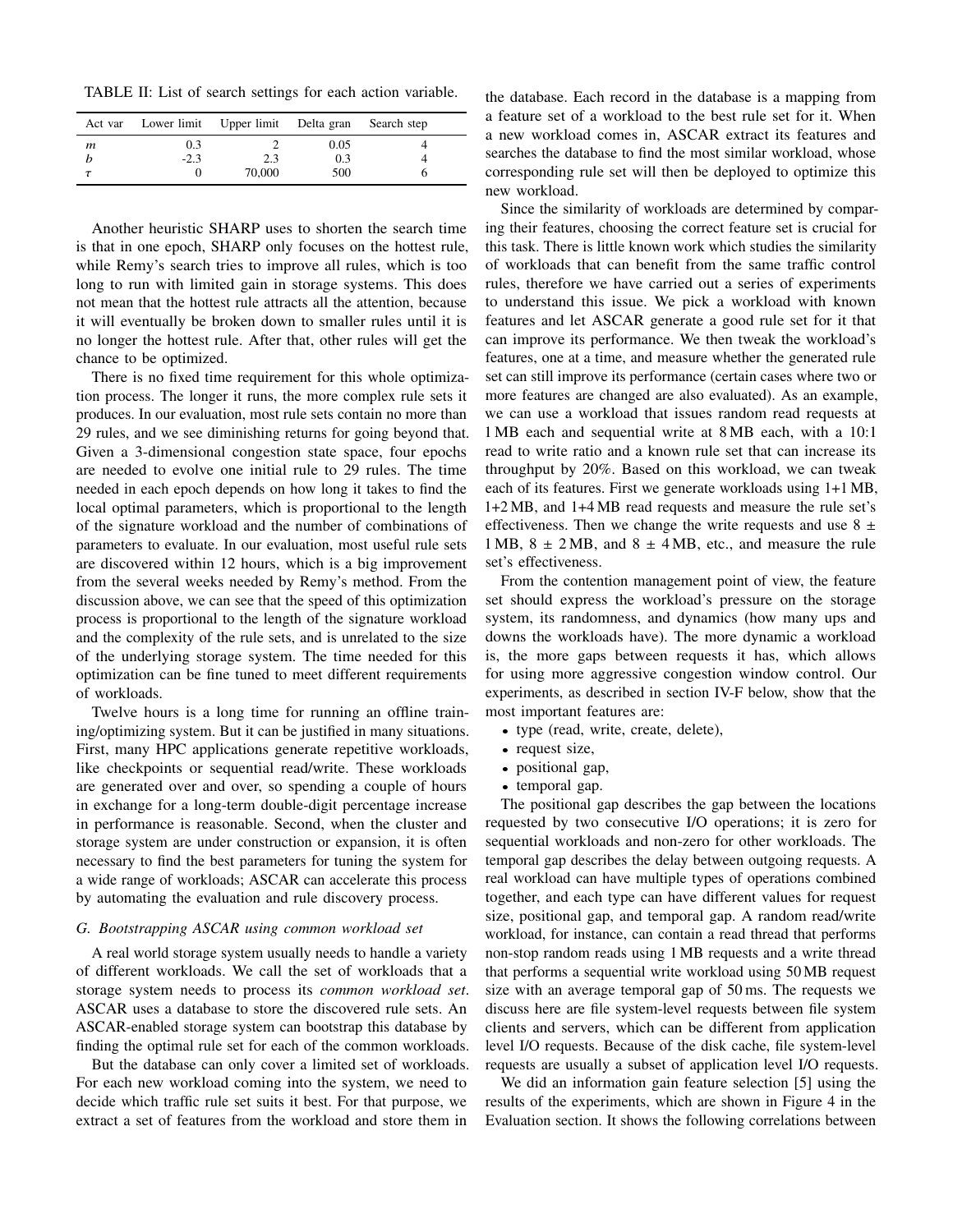TABLE II: List of search settings for each action variable.

| Act var | Lower limit | Upper limit | Delta gran | Search step |
|---|---|---|---|---|
| $m$ | 0.3 | 2 | 0.05 | 4 |
| $b$ | -2.3 | 2.3 | 0.3 | 4 |
| $\tau$ | 0 | 70,000 | 500 | 6 |

Another heuristic SHARP uses to shorten the search time is that in one epoch, SHARP only focuses on the hottest rule, while Remy's search tries to improve all rules, which is too long to run with limited gain in storage systems. This does not mean that the hottest rule attracts all the attention, because it will eventually be broken down to smaller rules until it is no longer the hottest rule. After that, other rules will get the chance to be optimized.

There is no fixed time requirement for this whole optimization process. The longer it runs, the more complex rule sets it produces. In our evaluation, most rule sets contain no more than 29 rules, and we see diminishing returns for going beyond that. Given a 3-dimensional congestion state space, four epochs are needed to evolve one initial rule to 29 rules. The time needed in each epoch depends on how long it takes to find the local optimal parameters, which is proportional to the length of the signature workload and the number of combinations of parameters to evaluate. In our evaluation, most useful rule sets are discovered within 12 hours, which is a big improvement from the several weeks needed by Remy's method. From the discussion above, we can see that the speed of this optimization process is proportional to the length of the signature workload and the complexity of the rule sets, and is unrelated to the size of the underlying storage system. The time needed for this optimization can be fine tuned to meet different requirements of workloads.

Twelve hours is a long time for running an offline training/optimizing system. But it can be justified in many situations. First, many HPC applications generate repetitive workloads, like checkpoints or sequential read/write. These workloads are generated over and over, so spending a couple of hours in exchange for a long-term double-digit percentage increase in performance is reasonable. Second, when the cluster and storage system are under construction or expansion, it is often necessary to find the best parameters for tuning the system for a wide range of workloads; ASCAR can accelerate this process by automating the evaluation and rule discovery process.

### G. Bootstrapping ASCAR using common workload set

A real world storage system usually needs to handle a variety of different workloads. We call the set of workloads that a storage system needs to process its *common workload set*. ASCAR uses a database to store the discovered rule sets. An ASCAR-enabled storage system can bootstrap this database by finding the optimal rule set for each of the common workloads.

But the database can only cover a limited set of workloads. For each new workload coming into the system, we need to decide which traffic rule set suits it best. For that purpose, we extract a set of features from the workload and store them in the database. Each record in the database is a mapping from a feature set of a workload to the best rule set for it. When a new workload comes in, ASCAR extract its features and searches the database to find the most similar workload, whose corresponding rule set will then be deployed to optimize this new workload.

Since the similarity of workloads are determined by comparing their features, choosing the correct feature set is crucial for this task. There is little known work which studies the similarity of workloads that can benefit from the same traffic control rules, therefore we have carried out a series of experiments to understand this issue. We pick a workload with known features and let ASCAR generate a good rule set for it that can improve its performance. We then tweak the workload's features, one at a time, and measure whether the generated rule set can still improve its performance (certain cases where two or more features are changed are also evaluated). As an example, we can use a workload that issues random read requests at 1 MB each and sequential write at 8 MB each, with a 10:1 read to write ratio and a known rule set that can increase its throughput by 20%. Based on this workload, we can tweak each of its features. First we generate workloads using 1+1 MB, 1+2 MB, and 1+4 MB read requests and measure the rule set's effectiveness. Then we change the write requests and use 8 ± 1 MB, 8 ± 2 MB, and 8 ± 4 MB, etc., and measure the rule set's effectiveness.

From the contention management point of view, the feature set should express the workload's pressure on the storage system, its randomness, and dynamics (how many ups and downs the workloads have). The more dynamic a workload is, the more gaps between requests it has, which allows for using more aggressive congestion window control. Our experiments, as described in section IV-F below, show that the most important features are:

- type (read, write, create, delete),
- request size,
- positional gap,
- temporal gap.

The positional gap describes the gap between the locations requested by two consecutive I/O operations; it is zero for sequential workloads and non-zero for other workloads. The temporal gap describes the delay between outgoing requests. A real workload can have multiple types of operations combined together, and each type can have different values for request size, positional gap, and temporal gap. A random read/write workload, for instance, can contain a read thread that performs non-stop random reads using 1 MB requests and a write thread that performs a sequential write workload using 50 MB request size with an average temporal gap of 50 ms. The requests we discuss here are file system-level requests between file system clients and servers, which can be different from application level I/O requests. Because of the disk cache, file system-level requests are usually a subset of application level I/O requests.

We did an information gain feature selection [5] using the results of the experiments, which are shown in Figure 4 in the Evaluation section. It shows the following correlations between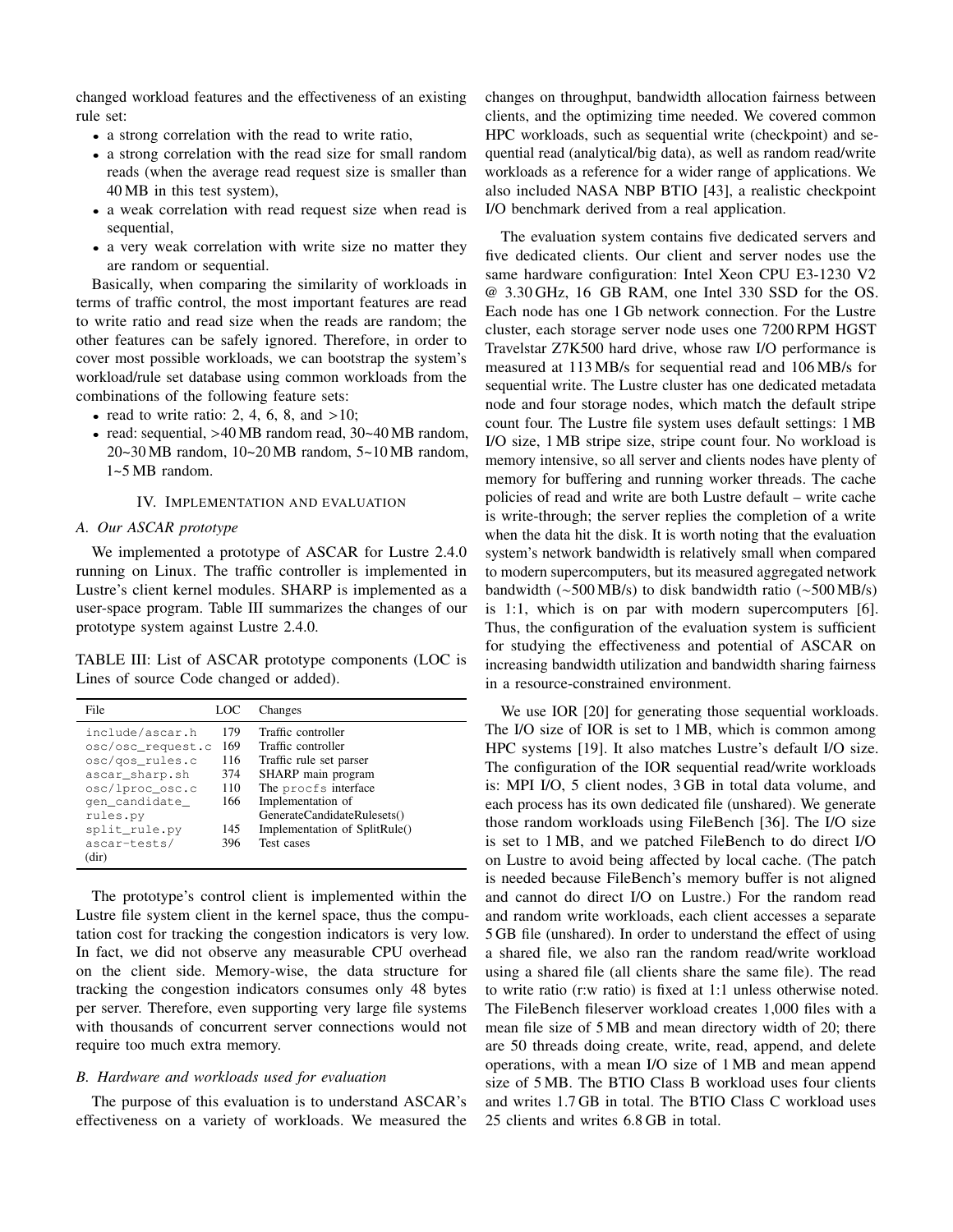changed workload features and the effectiveness of an existing rule set:

- a strong correlation with the read to write ratio,
- a strong correlation with the read size for small random reads (when the average read request size is smaller than 40 MB in this test system),
- a weak correlation with read request size when read is sequential,
- a very weak correlation with write size no matter they are random or sequential.

Basically, when comparing the similarity of workloads in terms of traffic control, the most important features are read to write ratio and read size when the reads are random; the other features can be safely ignored. Therefore, in order to cover most possible workloads, we can bootstrap the system's workload/rule set database using common workloads from the combinations of the following feature sets:

- read to write ratio: 2, 4, 6, 8, and >10;
- read: sequential, >40 MB random read, 30~40 MB random, 20~30 MB random, 10~20 MB random, 5~10 MB random, 1~5 MB random.

## IV. Implementation and evaluation

### A. Our ASCAR prototype

We implemented a prototype of ASCAR for Lustre 2.4.0 running on Linux. The traffic controller is implemented in Lustre's client kernel modules. SHARP is implemented as a user-space program. Table III summarizes the changes of our prototype system against Lustre 2.4.0.

TABLE III: List of ASCAR prototype components (LOC is Lines of source Code changed or added).

| File | LOC | Changes |
|---|---|---|
| include/ascar.h | 179 | Traffic controller |
| osc/osc_request.c | 169 | Traffic controller |
| osc/qos_rules.c | 116 | Traffic rule set parser |
| ascar_sharp.sh | 374 | SHARP main program |
| osc/lproc_osc.c | 110 | The procfs interface |
| gen_candidate_rules.py | 166 | Implementation of GenerateCandidateRulesets() |
| split_rule.py | 145 | Implementation of SplitRule() |
| ascar-tests/ (dir) | 396 | Test cases |

The prototype's control client is implemented within the Lustre file system client in the kernel space, thus the computation cost for tracking the congestion indicators is very low. In fact, we did not observe any measurable CPU overhead on the client side. Memory-wise, the data structure for tracking the congestion indicators consumes only 48 bytes per server. Therefore, even supporting very large file systems with thousands of concurrent server connections would not require too much extra memory.

### B. Hardware and workloads used for evaluation

The purpose of this evaluation is to understand ASCAR's effectiveness on a variety of workloads. We measured the changes on throughput, bandwidth allocation fairness between clients, and the optimizing time needed. We covered common HPC workloads, such as sequential write (checkpoint) and sequential read (analytical/big data), as well as random read/write workloads as a reference for a wider range of applications. We also included NASA NBP BTIO [43], a realistic checkpoint I/O benchmark derived from a real application.

The evaluation system contains five dedicated servers and five dedicated clients. Our client and server nodes use the same hardware configuration: Intel Xeon CPU E3-1230 V2 @ 3.30 GHz, 16 GB RAM, one Intel 330 SSD for the OS. Each node has one 1 Gb network connection. For the Lustre cluster, each storage server node uses one 7200 RPM HGST Travelstar Z7K500 hard drive, whose raw I/O performance is measured at 113 MB/s for sequential read and 106 MB/s for sequential write. The Lustre cluster has one dedicated metadata node and four storage nodes, which match the default stripe count four. The Lustre file system uses default settings: 1 MB I/O size, 1 MB stripe size, stripe count four. No workload is memory intensive, so all server and clients nodes have plenty of memory for buffering and running worker threads. The cache policies of read and write are both Lustre default – write cache is write-through; the server replies the completion of a write when the data hit the disk. It is worth noting that the evaluation system's network bandwidth is relatively small when compared to modern supercomputers, but its measured aggregated network bandwidth (~500 MB/s) to disk bandwidth ratio (~500 MB/s) is 1:1, which is on par with modern supercomputers [6]. Thus, the configuration of the evaluation system is sufficient for studying the effectiveness and potential of ASCAR on increasing bandwidth utilization and bandwidth sharing fairness in a resource-constrained environment.

We use IOR [20] for generating those sequential workloads. The I/O size of IOR is set to 1 MB, which is common among HPC systems [19]. It also matches Lustre's default I/O size. The configuration of the IOR sequential read/write workloads is: MPI I/O, 5 client nodes, 3 GB in total data volume, and each process has its own dedicated file (unshared). We generate those random workloads using FileBench [36]. The I/O size is set to 1 MB, and we patched FileBench to do direct I/O on Lustre to avoid being affected by local cache. (The patch is needed because FileBench's memory buffer is not aligned and cannot do direct I/O on Lustre.) For the random read and random write workloads, each client accesses a separate 5 GB file (unshared). In order to understand the effect of using a shared file, we also ran the random read/write workload using a shared file (all clients share the same file). The read to write ratio (r:w ratio) is fixed at 1:1 unless otherwise noted. The FileBench fileserver workload creates 1,000 files with a mean file size of 5 MB and mean directory width of 20; there are 50 threads doing create, write, read, append, and delete operations, with a mean I/O size of 1 MB and mean append size of 5 MB. The BTIO Class B workload uses four clients and writes 1.7 GB in total. The BTIO Class C workload uses 25 clients and writes 6.8 GB in total.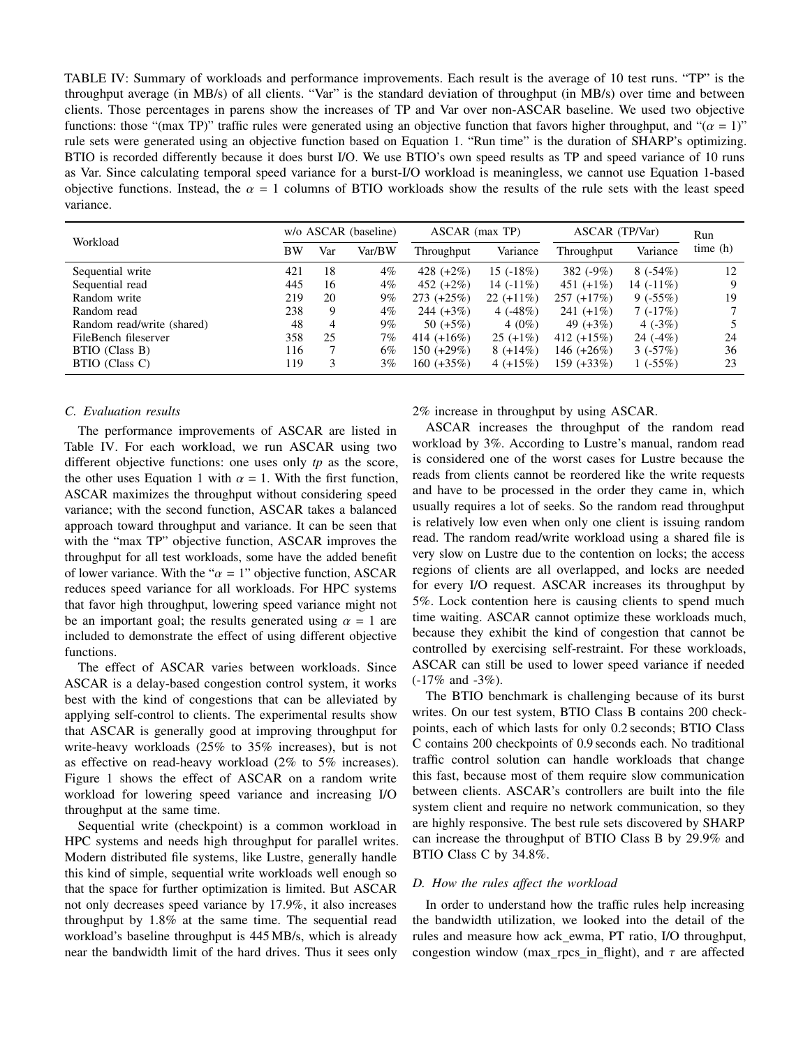TABLE IV: Summary of workloads and performance improvements. Each result is the average of 10 test runs. "TP" is the throughput average (in MB/s) of all clients. "Var" is the standard deviation of throughput (in MB/s) over time and between clients. Those percentages in parens show the increases of TP and Var over non-ASCAR baseline. We used two objective functions: those "(max TP)" traffic rules were generated using an objective function that favors higher throughput, and "($\alpha$ = 1)" rule sets were generated using an objective function based on Equation 1. "Run time" is the duration of SHARP's optimizing. BTIO is recorded differently because it does burst I/O. We use BTIO's own speed results as TP and speed variance of 10 runs as Var. Since calculating temporal speed variance for a burst-I/O workload is meaningless, we cannot use Equation 1-based objective functions. Instead, the $\alpha$ = 1 columns of BTIO workloads show the results of the rule sets with the least speed variance.

| Workload | w/o ASCAR (baseline) | | | ASCAR (max TP) | | ASCAR (TP/Var) | | Run time (h) |
|---|---|---|---|---|---|---|---|---|
| | BW | Var | Var/BW | Throughput | Variance | Throughput | Variance | |
| Sequential write | 421 | 18 | 4% | 428 (+2%) | 15 (-18%) | 382 (-9%) | 8 (-54%) | 12 |
| Sequential read | 445 | 16 | 4% | 452 (+2%) | 14 (-11%) | 451 (+1%) | 14 (-11%) | 9 |
| Random write | 219 | 20 | 9% | 273 (+25%) | 22 (+11%) | 257 (+17%) | 9 (-55%) | 19 |
| Random read | 238 | 9 | 4% | 244 (+3%) | 4 (-48%) | 241 (+1%) | 7 (-17%) | 7 |
| Random read/write (shared) | 48 | 4 | 9% | 50 (+5%) | 4 (0%) | 49 (+3%) | 4 (-3%) | 5 |
| FileBench fileserver | 358 | 25 | 7% | 414 (+16%) | 25 (+1%) | 412 (+15%) | 24 (-4%) | 24 |
| BTIO (Class B) | 116 | 7 | 6% | 150 (+29%) | 8 (+14%) | 146 (+26%) | 3 (-57%) | 36 |
| BTIO (Class C) | 119 | 3 | 3% | 160 (+35%) | 4 (+15%) | 159 (+33%) | 1 (-55%) | 23 |

### C. Evaluation results

The performance improvements of ASCAR are listed in Table IV. For each workload, we run ASCAR using two different objective functions: one uses only *tp* as the score, the other uses Equation 1 with $\alpha$ = 1. With the first function, ASCAR maximizes the throughput without considering speed variance; with the second function, ASCAR takes a balanced approach toward throughput and variance. It can be seen that with the "max TP" objective function, ASCAR improves the throughput for all test workloads, some have the added benefit of lower variance. With the "$\alpha$ = 1" objective function, ASCAR reduces speed variance for all workloads. For HPC systems that favor high throughput, lowering speed variance might not be an important goal; the results generated using $\alpha$ = 1 are included to demonstrate the effect of using different objective functions.

The effect of ASCAR varies between workloads. Since ASCAR is a delay-based congestion control system, it works best with the kind of congestions that can be alleviated by applying self-control to clients. The experimental results show that ASCAR is generally good at improving throughput for write-heavy workloads (25% to 35% increases), but is not as effective on read-heavy workload (2% to 5% increases). Figure 1 shows the effect of ASCAR on a random write workload for lowering speed variance and increasing I/O throughput at the same time.

Sequential write (checkpoint) is a common workload in HPC systems and needs high throughput for parallel writes. Modern distributed file systems, like Lustre, generally handle this kind of simple, sequential write workloads well enough so that the space for further optimization is limited. But ASCAR not only decreases speed variance by 17.9%, it also increases throughput by 1.8% at the same time. The sequential read workload's baseline throughput is 445 MB/s, which is already near the bandwidth limit of the hard drives. Thus it sees only 2% increase in throughput by using ASCAR.

ASCAR increases the throughput of the random read workload by 3%. According to Lustre's manual, random read is considered one of the worst cases for Lustre because the reads from clients cannot be reordered like the write requests and have to be processed in the order they came in, which usually requires a lot of seeks. So the random read throughput is relatively low even when only one client is issuing random read. The random read/write workload using a shared file is very slow on Lustre due to the contention on locks; the access regions of clients are all overlapped, and locks are needed for every I/O request. ASCAR increases its throughput by 5%. Lock contention here is causing clients to spend much time waiting. ASCAR cannot optimize these workloads much, because they exhibit the kind of congestion that cannot be controlled by exercising self-restraint. For these workloads, ASCAR can still be used to lower speed variance if needed (-17% and -3%).

The BTIO benchmark is challenging because of its burst writes. On our test system, BTIO Class B contains 200 checkpoints, each of which lasts for only 0.2 seconds; BTIO Class C contains 200 checkpoints of 0.9 seconds each. No traditional traffic control solution can handle workloads that change this fast, because most of them require slow communication between clients. ASCAR's controllers are built into the file system client and require no network communication, so they are highly responsive. The best rule sets discovered by SHARP can increase the throughput of BTIO Class B by 29.9% and BTIO Class C by 34.8%.

### D. How the rules affect the workload

In order to understand how the traffic rules help increasing the bandwidth utilization, we looked into the detail of the rules and measure how ack_ewma, PT ratio, I/O throughput, congestion window (max_rpcs_in_flight), and $\tau$ are affected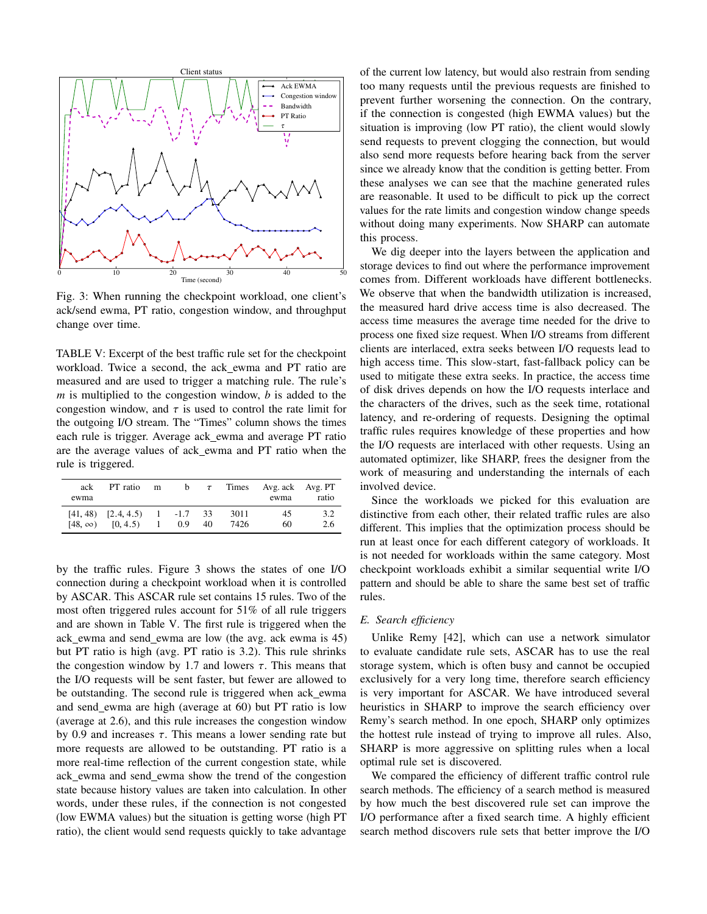Client status

Ack EWMA
Congestion window
Bandwidth
PT Ratio
$\tau$

0
10
20
30
40
50

Time (second)

Fig. 3: When running the checkpoint workload, one client's ack/send ewma, PT ratio, congestion window, and throughput change over time.

TABLE V: Excerpt of the best traffic rule set for the checkpoint workload. Twice a second, the ack_ewma and PT ratio are measured and are used to trigger a matching rule. The rule's $m$ is multiplied to the congestion window, $b$ is added to the congestion window, and $\tau$ is used to control the rate limit for the outgoing I/O stream. The "Times" column shows the times each rule is trigger. Average ack_ewma and average PT ratio are the average values of ack_ewma and PT ratio when the rule is triggered.

| ack ewma | PT ratio | m | b | $\tau$ | Times | Avg. ack ewma | Avg. PT ratio |
|---|---|---|---|---|---|---|---|
| [41, 48) | [2.4, 4.5) | 1 | -1.7 | 33 | 3011 | 45 | 3.2 |
| [48, $\infty$) | [0, 4.5) | 1 | 0.9 | 40 | 7426 | 60 | 2.6 |

by the traffic rules. Figure 3 shows the states of one I/O connection during a checkpoint workload when it is controlled by ASCAR. This ASCAR rule set contains 15 rules. Two of the most often triggered rules account for 51% of all rule triggers and are shown in Table V. The first rule is triggered when the ack_ewma and send_ewma are low (the avg. ack ewma is 45) but PT ratio is high (avg. PT ratio is 3.2). This rule shrinks the congestion window by 1.7 and lowers $\tau$. This means that the I/O requests will be sent faster, but fewer are allowed to be outstanding. The second rule is triggered when ack_ewma and send_ewma are high (average at 60) but PT ratio is low (average at 2.6), and this rule increases the congestion window by 0.9 and increases $\tau$. This means a lower sending rate but more requests are allowed to be outstanding. PT ratio is a more real-time reflection of the current congestion state, while ack_ewma and send_ewma show the trend of the congestion state because history values are taken into calculation. In other words, under these rules, if the connection is not congested (low EWMA values) but the situation is getting worse (high PT ratio), the client would send requests quickly to take advantage of the current low latency, but would also restrain from sending too many requests until the previous requests are finished to prevent further worsening the connection. On the contrary, if the connection is congested (high EWMA values) but the situation is improving (low PT ratio), the client would slowly send requests to prevent clogging the connection, but would also send more requests before hearing back from the server since we already know that the condition is getting better. From these analyses we can see that the machine generated rules are reasonable. It used to be difficult to pick up the correct values for the rate limits and congestion window change speeds without doing many experiments. Now SHARP can automate this process.

We dig deeper into the layers between the application and storage devices to find out where the performance improvement comes from. Different workloads have different bottlenecks. We observe that when the bandwidth utilization is increased, the measured hard drive access time is also decreased. The access time measures the average time needed for the drive to process one fixed size request. When I/O streams from different clients are interlaced, extra seeks between I/O requests lead to high access time. This slow-start, fast-fallback policy can be used to mitigate these extra seeks. In practice, the access time of disk drives depends on how the I/O requests interlace and the characters of the drives, such as the seek time, rotational latency, and re-ordering of requests. Designing the optimal traffic rules requires knowledge of these properties and how the I/O requests are interlaced with other requests. Using an automated optimizer, like SHARP, frees the designer from the work of measuring and understanding the internals of each involved device.

Since the workloads we picked for this evaluation are distinctive from each other, their related traffic rules are also different. This implies that the optimization process should be run at least once for each different category of workloads. It is not needed for workloads within the same category. Most checkpoint workloads exhibit a similar sequential write I/O pattern and should be able to share the same best set of traffic rules.

### *E. Search efficiency*

Unlike Remy [42], which can use a network simulator to evaluate candidate rule sets, ASCAR has to use the real storage system, which is often busy and cannot be occupied exclusively for a very long time, therefore search efficiency is very important for ASCAR. We have introduced several heuristics in SHARP to improve the search efficiency over Remy's search method. In one epoch, SHARP only optimizes the hottest rule instead of trying to improve all rules. Also, SHARP is more aggressive on splitting rules when a local optimal rule set is discovered.

We compared the efficiency of different traffic control rule search methods. The efficiency of a search method is measured by how much the best discovered rule set can improve the I/O performance after a fixed search time. A highly efficient search method discovers rule sets that better improve the I/O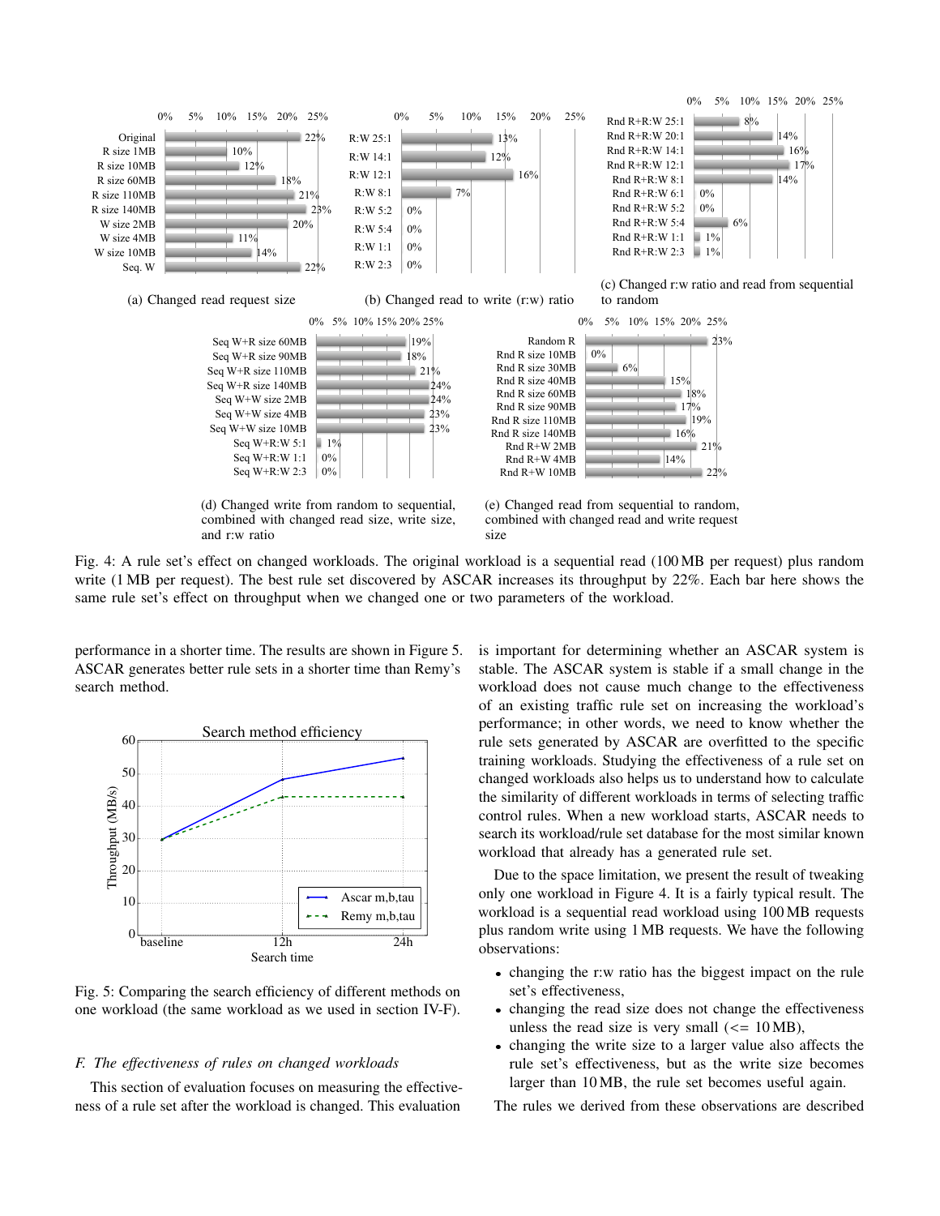Fig. 4: A rule set's effect on changed workloads. The original workload is a sequential read (100 MB per request) plus random write (1 MB per request). The best rule set discovered by ASCAR increases its throughput by 22%. Each bar here shows the same rule set's effect on throughput when we changed one or two parameters of the workload.

(a) Changed read request size

| Workload | Effect |
|---|---|
| Original | 22% |
| R size 1MB | 10% |
| R size 10MB | 12% |
| R size 60MB | 18% |
| R size 110MB | 21% |
| R size 140MB | 23% |
| W size 2MB | 20% |
| W size 4MB | 11% |
| W size 10MB | 14% |
| Seq. W | 22% |

(b) Changed read to write (r:w) ratio

| Workload | Effect |
|---|---|
| R:W 25:1 | 13% |
| R:W 14:1 | 12% |
| R:W 12:1 | 16% |
| R:W 8:1 | 7% |
| R:W 5:2 | 0% |
| R:W 5:4 | 0% |
| R:W 1:1 | 0% |
| R:W 2:3 | 0% |

(c) Changed r:w ratio and read from sequential to random

| Workload | Effect |
|---|---|
| Rnd R+R:W 25:1 | 8% |
| Rnd R+R:W 20:1 | 14% |
| Rnd R+R:W 14:1 | 16% |
| Rnd R+R:W 12:1 | 17% |
| Rnd R+R:W 8:1 | 14% |
| Rnd R+R:W 6:1 | 0% |
| Rnd R+R:W 5:2 | 0% |
| Rnd R+R:W 5:4 | 6% |
| Rnd R+R:W 1:1 | 1% |
| Rnd R+R:W 2:3 | 1% |

(d) Changed write from random to sequential, combined with changed read size, write size, and r:w ratio

| Workload | Effect |
|---|---|
| Seq W+R size 60MB | 19% |
| Seq W+R size 90MB | 18% |
| Seq W+R size 110MB | 21% |
| Seq W+R size 140MB | 24% |
| Seq W+W size 2MB | 24% |
| Seq W+W size 4MB | 23% |
| Seq W+W size 10MB | 23% |
| Seq W+R:W 5:1 | 1% |
| Seq W+R:W 1:1 | 0% |
| Seq W+R:W 2:3 | 0% |

(e) Changed read from sequential to random, combined with changed read and write request size

| Workload | Effect |
|---|---|
| Random R | 23% |
| Rnd R size 10MB | 0% |
| Rnd R size 30MB | 6% |
| Rnd R size 40MB | 15% |
| Rnd R size 60MB | 18% |
| Rnd R size 90MB | 17% |
| Rnd R size 110MB | 19% |
| Rnd R size 140MB | 16% |
| Rnd R+W 2MB | 21% |
| Rnd R+W 4MB | 14% |
| Rnd R+W 10MB | 22% |

performance in a shorter time. The results are shown in Figure 5. ASCAR generates better rule sets in a shorter time than Remy's search method.

Fig. 5: Comparing the search efficiency of different methods on one workload (the same workload as we used in section IV-F).

### F. The effectiveness of rules on changed workloads

This section of evaluation focuses on measuring the effectiveness of a rule set after the workload is changed. This evaluation is important for determining whether an ASCAR system is stable. The ASCAR system is stable if a small change in the workload does not cause much change to the effectiveness of an existing traffic rule set on increasing the workload's performance; in other words, we need to know whether the rule sets generated by ASCAR are overfitted to the specific training workloads. Studying the effectiveness of a rule set on changed workloads also helps us to understand how to calculate the similarity of different workloads in terms of selecting traffic control rules. When a new workload starts, ASCAR needs to search its workload/rule set database for the most similar known workload that already has a generated rule set.

Due to the space limitation, we present the result of tweaking only one workload in Figure 4. It is a fairly typical result. The workload is a sequential read workload using 100 MB requests plus random write using 1 MB requests. We have the following observations:

- changing the r:w ratio has the biggest impact on the rule set's effectiveness,
- changing the read size does not change the effectiveness unless the read size is very small (<= 10 MB),
- changing the write size to a larger value also affects the rule set's effectiveness, but as the write size becomes larger than 10 MB, the rule set becomes useful again.

The rules we derived from these observations are described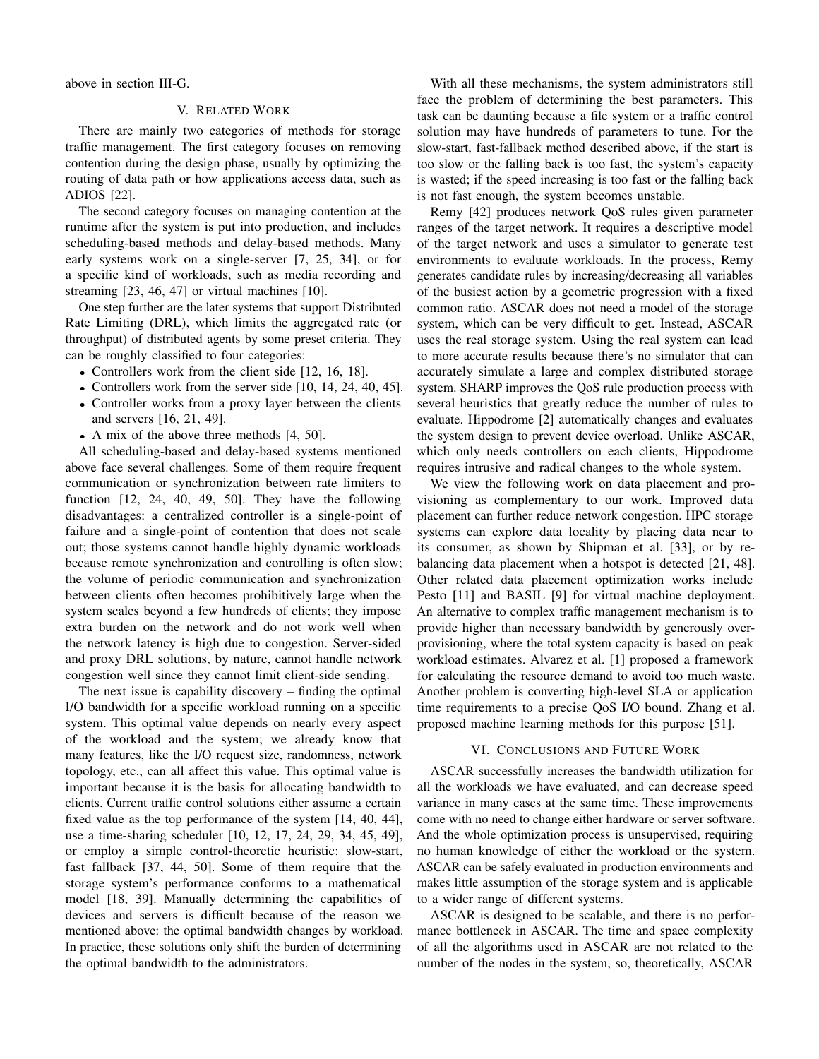above in section III-G.

## V. Related Work

There are mainly two categories of methods for storage traffic management. The first category focuses on removing contention during the design phase, usually by optimizing the routing of data path or how applications access data, such as ADIOS [22].

The second category focuses on managing contention at the runtime after the system is put into production, and includes scheduling-based methods and delay-based methods. Many early systems work on a single-server [7, 25, 34], or for a specific kind of workloads, such as media recording and streaming [23, 46, 47] or virtual machines [10].

One step further are the later systems that support Distributed Rate Limiting (DRL), which limits the aggregated rate (or throughput) of distributed agents by some preset criteria. They can be roughly classified to four categories:

- Controllers work from the client side [12, 16, 18].
- Controllers work from the server side [10, 14, 24, 40, 45].
- Controller works from a proxy layer between the clients and servers [16, 21, 49].
- A mix of the above three methods [4, 50].

All scheduling-based and delay-based systems mentioned above face several challenges. Some of them require frequent communication or synchronization between rate limiters to function [12, 24, 40, 49, 50]. They have the following disadvantages: a centralized controller is a single-point of failure and a single-point of contention that does not scale out; those systems cannot handle highly dynamic workloads because remote synchronization and controlling is often slow; the volume of periodic communication and synchronization between clients often becomes prohibitively large when the system scales beyond a few hundreds of clients; they impose extra burden on the network and do not work well when the network latency is high due to congestion. Server-sided and proxy DRL solutions, by nature, cannot handle network congestion well since they cannot limit client-side sending.

The next issue is capability discovery – finding the optimal I/O bandwidth for a specific workload running on a specific system. This optimal value depends on nearly every aspect of the workload and the system; we already know that many features, like the I/O request size, randomness, network topology, etc., can all affect this value. This optimal value is important because it is the basis for allocating bandwidth to clients. Current traffic control solutions either assume a certain fixed value as the top performance of the system [14, 40, 44], use a time-sharing scheduler [10, 12, 17, 24, 29, 34, 45, 49], or employ a simple control-theoretic heuristic: slow-start, fast fallback [37, 44, 50]. Some of them require that the storage system's performance conforms to a mathematical model [18, 39]. Manually determining the capabilities of devices and servers is difficult because of the reason we mentioned above: the optimal bandwidth changes by workload. In practice, these solutions only shift the burden of determining the optimal bandwidth to the administrators.

With all these mechanisms, the system administrators still face the problem of determining the best parameters. This task can be daunting because a file system or a traffic control solution may have hundreds of parameters to tune. For the slow-start, fast-fallback method described above, if the start is too slow or the falling back is too fast, the system's capacity is wasted; if the speed increasing is too fast or the falling back is not fast enough, the system becomes unstable.

Remy [42] produces network QoS rules given parameter ranges of the target network. It requires a descriptive model of the target network and uses a simulator to generate test environments to evaluate workloads. In the process, Remy generates candidate rules by increasing/decreasing all variables of the busiest action by a geometric progression with a fixed common ratio. ASCAR does not need a model of the storage system, which can be very difficult to get. Instead, ASCAR uses the real storage system. Using the real system can lead to more accurate results because there's no simulator that can accurately simulate a large and complex distributed storage system. SHARP improves the QoS rule production process with several heuristics that greatly reduce the number of rules to evaluate. Hippodrome [2] automatically changes and evaluates the system design to prevent device overload. Unlike ASCAR, which only needs controllers on each clients, Hippodrome requires intrusive and radical changes to the whole system.

We view the following work on data placement and provisioning as complementary to our work. Improved data placement can further reduce network congestion. HPC storage systems can explore data locality by placing data near to its consumer, as shown by Shipman et al. [33], or by rebalancing data placement when a hotspot is detected [21, 48]. Other related data placement optimization works include Pesto [11] and BASIL [9] for virtual machine deployment. An alternative to complex traffic management mechanism is to provide higher than necessary bandwidth by generously over-provisioning, where the total system capacity is based on peak workload estimates. Alvarez et al. [1] proposed a framework for calculating the resource demand to avoid too much waste. Another problem is converting high-level SLA or application time requirements to a precise QoS I/O bound. Zhang et al. proposed machine learning methods for this purpose [51].

## VI. Conclusions and Future Work

ASCAR successfully increases the bandwidth utilization for all the workloads we have evaluated, and can decrease speed variance in many cases at the same time. These improvements come with no need to change either hardware or server software. And the whole optimization process is unsupervised, requiring no human knowledge of either the workload or the system. ASCAR can be safely evaluated in production environments and makes little assumption of the storage system and is applicable to a wider range of different systems.

ASCAR is designed to be scalable, and there is no performance bottleneck in ASCAR. The time and space complexity of all the algorithms used in ASCAR are not related to the number of the nodes in the system, so, theoretically, ASCAR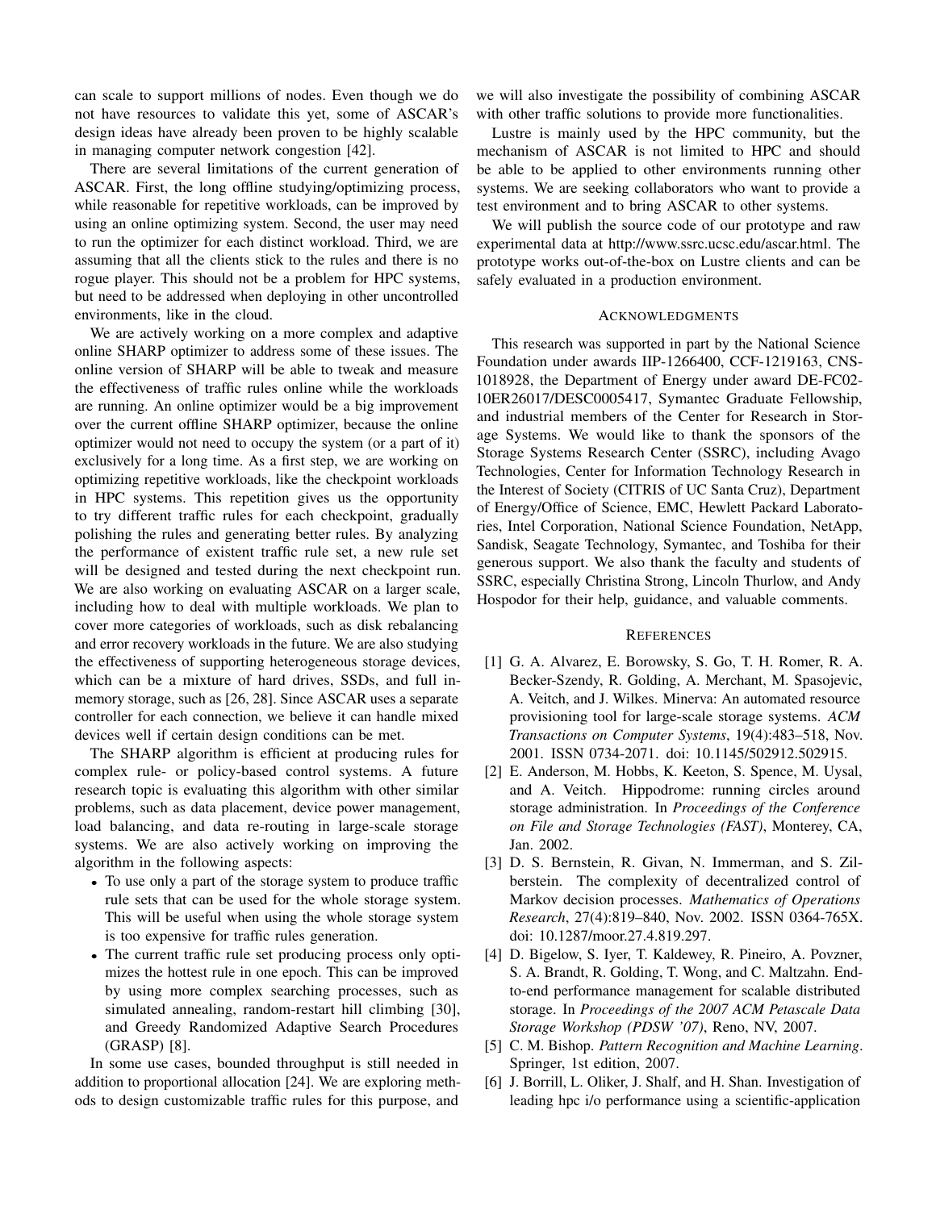can scale to support millions of nodes. Even though we do not have resources to validate this yet, some of ASCAR's design ideas have already been proven to be highly scalable in managing computer network congestion [42].

There are several limitations of the current generation of ASCAR. First, the long offline studying/optimizing process, while reasonable for repetitive workloads, can be improved by using an online optimizing system. Second, the user may need to run the optimizer for each distinct workload. Third, we are assuming that all the clients stick to the rules and there is no rogue player. This should not be a problem for HPC systems, but need to be addressed when deploying in other uncontrolled environments, like in the cloud.

We are actively working on a more complex and adaptive online SHARP optimizer to address some of these issues. The online version of SHARP will be able to tweak and measure the effectiveness of traffic rules online while the workloads are running. An online optimizer would be a big improvement over the current offline SHARP optimizer, because the online optimizer would not need to occupy the system (or a part of it) exclusively for a long time. As a first step, we are working on optimizing repetitive workloads, like the checkpoint workloads in HPC systems. This repetition gives us the opportunity to try different traffic rules for each checkpoint, gradually polishing the rules and generating better rules. By analyzing the performance of existent traffic rule set, a new rule set will be designed and tested during the next checkpoint run. We are also working on evaluating ASCAR on a larger scale, including how to deal with multiple workloads. We plan to cover more categories of workloads, such as disk rebalancing and error recovery workloads in the future. We are also studying the effectiveness of supporting heterogeneous storage devices, which can be a mixture of hard drives, SSDs, and full in-memory storage, such as [26, 28]. Since ASCAR uses a separate controller for each connection, we believe it can handle mixed devices well if certain design conditions can be met.

The SHARP algorithm is efficient at producing rules for complex rule- or policy-based control systems. A future research topic is evaluating this algorithm with other similar problems, such as data placement, device power management, load balancing, and data re-routing in large-scale storage systems. We are also actively working on improving the algorithm in the following aspects:

- To use only a part of the storage system to produce traffic rule sets that can be used for the whole storage system. This will be useful when using the whole storage system is too expensive for traffic rules generation.
- The current traffic rule set producing process only optimizes the hottest rule in one epoch. This can be improved by using more complex searching processes, such as simulated annealing, random-restart hill climbing [30], and Greedy Randomized Adaptive Search Procedures (GRASP) [8].

In some use cases, bounded throughput is still needed in addition to proportional allocation [24]. We are exploring methods to design customizable traffic rules for this purpose, and we will also investigate the possibility of combining ASCAR with other traffic solutions to provide more functionalities.

Lustre is mainly used by the HPC community, but the mechanism of ASCAR is not limited to HPC and should be able to be applied to other environments running other systems. We are seeking collaborators who want to provide a test environment and to bring ASCAR to other systems.

We will publish the source code of our prototype and raw experimental data at http://www.ssrc.ucsc.edu/ascar.html. The prototype works out-of-the-box on Lustre clients and can be safely evaluated in a production environment.

## Acknowledgments

This research was supported in part by the National Science Foundation under awards IIP-1266400, CCF-1219163, CNS-1018928, the Department of Energy under award DE-FC02-10ER26017/DESC0005417, Symantec Graduate Fellowship, and industrial members of the Center for Research in Storage Systems. We would like to thank the sponsors of the Storage Systems Research Center (SSRC), including Avago Technologies, Center for Information Technology Research in the Interest of Society (CITRIS of UC Santa Cruz), Department of Energy/Office of Science, EMC, Hewlett Packard Laboratories, Intel Corporation, National Science Foundation, NetApp, Sandisk, Seagate Technology, Symantec, and Toshiba for their generous support. We also thank the faculty and students of SSRC, especially Christina Strong, Lincoln Thurlow, and Andy Hospodor for their help, guidance, and valuable comments.

## References

[1] G. A. Alvarez, E. Borowsky, S. Go, T. H. Romer, R. A. Becker-Szendy, R. Golding, A. Merchant, M. Spasojevic, A. Veitch, and J. Wilkes. Minerva: An automated resource provisioning tool for large-scale storage systems. *ACM Transactions on Computer Systems*, 19(4):483–518, Nov. 2001. ISSN 0734-2071. doi: 10.1145/502912.502915.

[2] E. Anderson, M. Hobbs, K. Keeton, S. Spence, M. Uysal, and A. Veitch. Hippodrome: running circles around storage administration. In *Proceedings of the Conference on File and Storage Technologies (FAST)*, Monterey, CA, Jan. 2002.

[3] D. S. Bernstein, R. Givan, N. Immerman, and S. Zilberstein. The complexity of decentralized control of Markov decision processes. *Mathematics of Operations Research*, 27(4):819–840, Nov. 2002. ISSN 0364-765X. doi: 10.1287/moor.27.4.819.297.

[4] D. Bigelow, S. Iyer, T. Kaldewey, R. Pineiro, A. Povzner, S. A. Brandt, R. Golding, T. Wong, and C. Maltzahn. End-to-end performance management for scalable distributed storage. In *Proceedings of the 2007 ACM Petascale Data Storage Workshop (PDSW '07)*, Reno, NV, 2007.

[5] C. M. Bishop. *Pattern Recognition and Machine Learning*. Springer, 1st edition, 2007.

[6] J. Borrill, L. Oliker, J. Shalf, and H. Shan. Investigation of leading hpc i/o performance using a scientific-application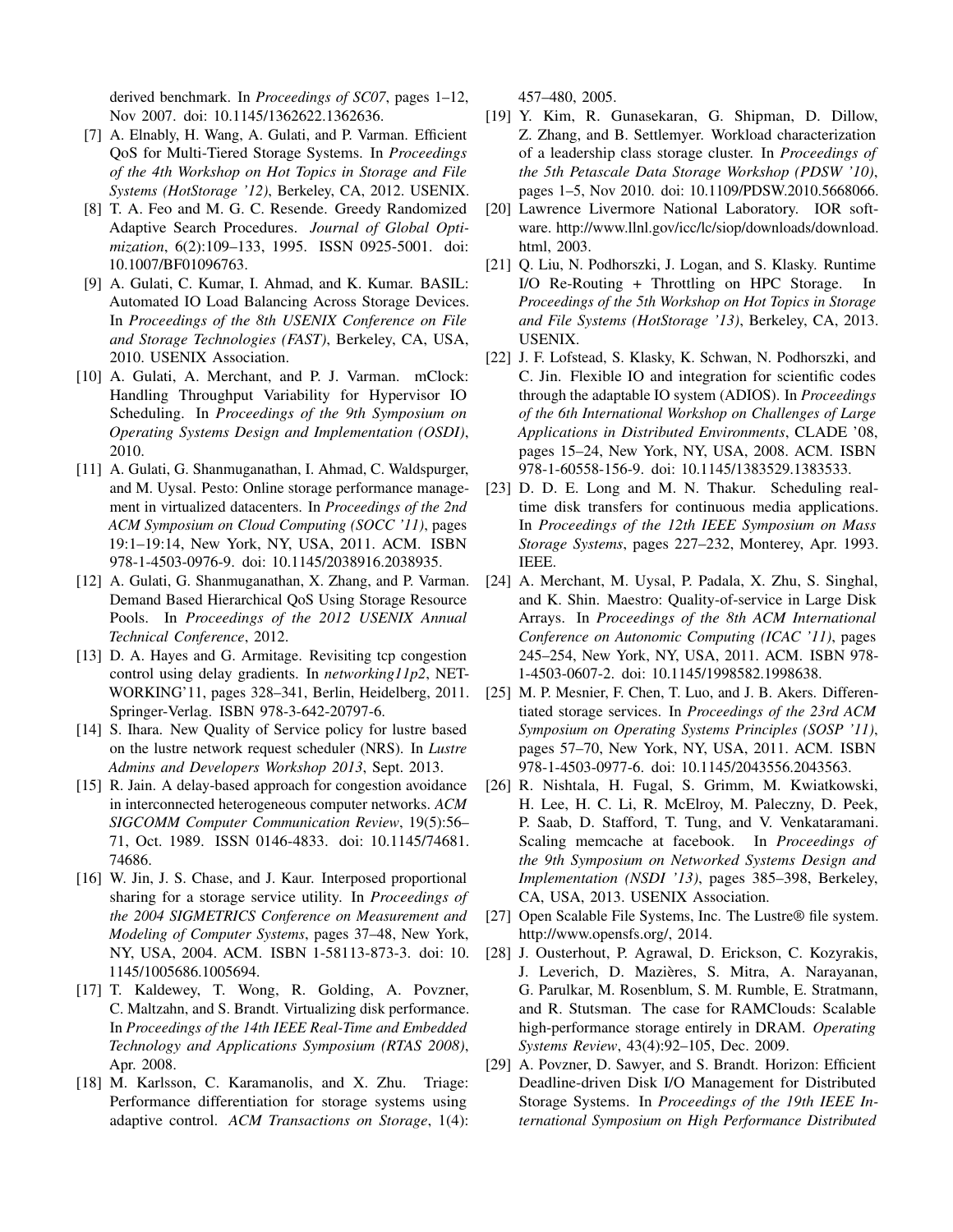derived benchmark. In *Proceedings of SC07*, pages 1–12, Nov 2007. doi: 10.1145/1362622.1362636.

[7] A. Elnably, H. Wang, A. Gulati, and P. Varman. Efficient QoS for Multi-Tiered Storage Systems. In *Proceedings of the 4th Workshop on Hot Topics in Storage and File Systems (HotStorage '12)*, Berkeley, CA, 2012. USENIX.

[8] T. A. Feo and M. G. C. Resende. Greedy Randomized Adaptive Search Procedures. *Journal of Global Optimization*, 6(2):109–133, 1995. ISSN 0925-5001. doi: 10.1007/BF01096763.

[9] A. Gulati, C. Kumar, I. Ahmad, and K. Kumar. BASIL: Automated IO Load Balancing Across Storage Devices. In *Proceedings of the 8th USENIX Conference on File and Storage Technologies (FAST)*, Berkeley, CA, USA, 2010. USENIX Association.

[10] A. Gulati, A. Merchant, and P. J. Varman. mClock: Handling Throughput Variability for Hypervisor IO Scheduling. In *Proceedings of the 9th Symposium on Operating Systems Design and Implementation (OSDI)*, 2010.

[11] A. Gulati, G. Shanmuganathan, I. Ahmad, C. Waldspurger, and M. Uysal. Pesto: Online storage performance management in virtualized datacenters. In *Proceedings of the 2nd ACM Symposium on Cloud Computing (SOCC '11)*, pages 19:1–19:14, New York, NY, USA, 2011. ACM. ISBN 978-1-4503-0976-9. doi: 10.1145/2038916.2038935.

[12] A. Gulati, G. Shanmuganathan, X. Zhang, and P. Varman. Demand Based Hierarchical QoS Using Storage Resource Pools. In *Proceedings of the 2012 USENIX Annual Technical Conference*, 2012.

[13] D. A. Hayes and G. Armitage. Revisiting tcp congestion control using delay gradients. In *networking11p2*, NETWORKING'11, pages 328–341, Berlin, Heidelberg, 2011. Springer-Verlag. ISBN 978-3-642-20797-6.

[14] S. Ihara. New Quality of Service policy for lustre based on the lustre network request scheduler (NRS). In *Lustre Admins and Developers Workshop 2013*, Sept. 2013.

[15] R. Jain. A delay-based approach for congestion avoidance in interconnected heterogeneous computer networks. *ACM SIGCOMM Computer Communication Review*, 19(5):56–71, Oct. 1989. ISSN 0146-4833. doi: 10.1145/74681.74686.

[16] W. Jin, J. S. Chase, and J. Kaur. Interposed proportional sharing for a storage service utility. In *Proceedings of the 2004 SIGMETRICS Conference on Measurement and Modeling of Computer Systems*, pages 37–48, New York, NY, USA, 2004. ACM. ISBN 1-58113-873-3. doi: 10.1145/1005686.1005694.

[17] T. Kaldewey, T. Wong, R. Golding, A. Povzner, C. Maltzahn, and S. Brandt. Virtualizing disk performance. In *Proceedings of the 14th IEEE Real-Time and Embedded Technology and Applications Symposium (RTAS 2008)*, Apr. 2008.

[18] M. Karlsson, C. Karamanolis, and X. Zhu. Triage: Performance differentiation for storage systems using adaptive control. *ACM Transactions on Storage*, 1(4): 457–480, 2005.

[19] Y. Kim, R. Gunasekaran, G. Shipman, D. Dillow, Z. Zhang, and B. Settlemyer. Workload characterization of a leadership class storage cluster. In *Proceedings of the 5th Petascale Data Storage Workshop (PDSW '10)*, pages 1–5, Nov 2010. doi: 10.1109/PDSW.2010.5668066.

[20] Lawrence Livermore National Laboratory. IOR software. http://www.llnl.gov/icc/lc/siop/downloads/download.html, 2003.

[21] Q. Liu, N. Podhorszki, J. Logan, and S. Klasky. Runtime I/O Re-Routing + Throttling on HPC Storage. In *Proceedings of the 5th Workshop on Hot Topics in Storage and File Systems (HotStorage '13)*, Berkeley, CA, 2013. USENIX.

[22] J. F. Lofstead, S. Klasky, K. Schwan, N. Podhorszki, and C. Jin. Flexible IO and integration for scientific codes through the adaptable IO system (ADIOS). In *Proceedings of the 6th International Workshop on Challenges of Large Applications in Distributed Environments*, CLADE '08, pages 15–24, New York, NY, USA, 2008. ACM. ISBN 978-1-60558-156-9. doi: 10.1145/1383529.1383533.

[23] D. D. E. Long and M. N. Thakur. Scheduling real-time disk transfers for continuous media applications. In *Proceedings of the 12th IEEE Symposium on Mass Storage Systems*, pages 227–232, Monterey, Apr. 1993. IEEE.

[24] A. Merchant, M. Uysal, P. Padala, X. Zhu, S. Singhal, and K. Shin. Maestro: Quality-of-service in Large Disk Arrays. In *Proceedings of the 8th ACM International Conference on Autonomic Computing (ICAC '11)*, pages 245–254, New York, NY, USA, 2011. ACM. ISBN 978-1-4503-0607-2. doi: 10.1145/1998582.1998638.

[25] M. P. Mesnier, F. Chen, T. Luo, and J. B. Akers. Differentiated storage services. In *Proceedings of the 23rd ACM Symposium on Operating Systems Principles (SOSP '11)*, pages 57–70, New York, NY, USA, 2011. ACM. ISBN 978-1-4503-0977-6. doi: 10.1145/2043556.2043563.

[26] R. Nishtala, H. Fugal, S. Grimm, M. Kwiatkowski, H. Lee, H. C. Li, R. McElroy, M. Paleczny, D. Peek, P. Saab, D. Stafford, T. Tung, and V. Venkataramani. Scaling memcache at facebook. In *Proceedings of the 9th Symposium on Networked Systems Design and Implementation (NSDI '13)*, pages 385–398, Berkeley, CA, USA, 2013. USENIX Association.

[27] Open Scalable File Systems, Inc. The Lustre® file system. http://www.opensfs.org/, 2014.

[28] J. Ousterhout, P. Agrawal, D. Erickson, C. Kozyrakis, J. Leverich, D. Mazières, S. Mitra, A. Narayanan, G. Parulkar, M. Rosenblum, S. M. Rumble, E. Stratmann, and R. Stutsman. The case for RAMClouds: Scalable high-performance storage entirely in DRAM. *Operating Systems Review*, 43(4):92–105, Dec. 2009.

[29] A. Povzner, D. Sawyer, and S. Brandt. Horizon: Efficient Deadline-driven Disk I/O Management for Distributed Storage Systems. In *Proceedings of the 19th IEEE International Symposium on High Performance Distributed*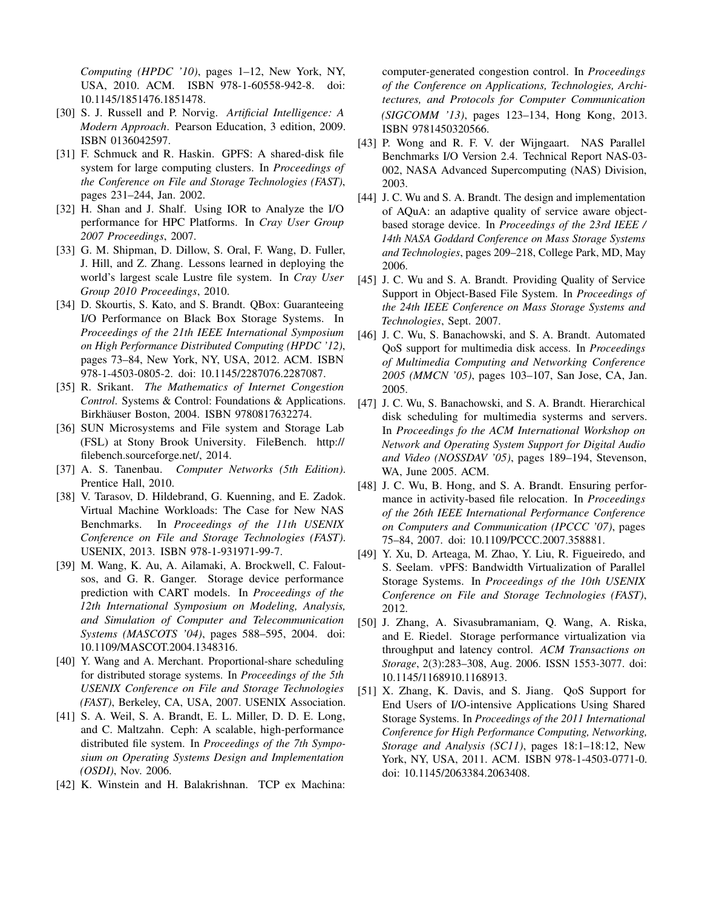*Computing (HPDC '10)*, pages 1–12, New York, NY, USA, 2010. ACM. ISBN 978-1-60558-942-8. doi: 10.1145/1851476.1851478.

[30] S. J. Russell and P. Norvig. *Artificial Intelligence: A Modern Approach*. Pearson Education, 3 edition, 2009. ISBN 0136042597.

[31] F. Schmuck and R. Haskin. GPFS: A shared-disk file system for large computing clusters. In *Proceedings of the Conference on File and Storage Technologies (FAST)*, pages 231–244, Jan. 2002.

[32] H. Shan and J. Shalf. Using IOR to Analyze the I/O performance for HPC Platforms. In *Cray User Group 2007 Proceedings*, 2007.

[33] G. M. Shipman, D. Dillow, S. Oral, F. Wang, D. Fuller, J. Hill, and Z. Zhang. Lessons learned in deploying the world's largest scale Lustre file system. In *Cray User Group 2010 Proceedings*, 2010.

[34] D. Skourtis, S. Kato, and S. Brandt. QBox: Guaranteeing I/O Performance on Black Box Storage Systems. In *Proceedings of the 21th IEEE International Symposium on High Performance Distributed Computing (HPDC '12)*, pages 73–84, New York, NY, USA, 2012. ACM. ISBN 978-1-4503-0805-2. doi: 10.1145/2287076.2287087.

[35] R. Srikant. *The Mathematics of Internet Congestion Control*. Systems & Control: Foundations & Applications. Birkhäuser Boston, 2004. ISBN 9780817632274.

[36] SUN Microsystems and File system and Storage Lab (FSL) at Stony Brook University. FileBench. http://filebench.sourceforge.net/, 2014.

[37] A. S. Tanenbau. *Computer Networks (5th Edition)*. Prentice Hall, 2010.

[38] V. Tarasov, D. Hildebrand, G. Kuenning, and E. Zadok. Virtual Machine Workloads: The Case for New NAS Benchmarks. In *Proceedings of the 11th USENIX Conference on File and Storage Technologies (FAST)*. USENIX, 2013. ISBN 978-1-931971-99-7.

[39] M. Wang, K. Au, A. Ailamaki, A. Brockwell, C. Faloutsos, and G. R. Ganger. Storage device performance prediction with CART models. In *Proceedings of the 12th International Symposium on Modeling, Analysis, and Simulation of Computer and Telecommunication Systems (MASCOTS '04)*, pages 588–595, 2004. doi: 10.1109/MASCOT.2004.1348316.

[40] Y. Wang and A. Merchant. Proportional-share scheduling for distributed storage systems. In *Proceedings of the 5th USENIX Conference on File and Storage Technologies (FAST)*, Berkeley, CA, USA, 2007. USENIX Association.

[41] S. A. Weil, S. A. Brandt, E. L. Miller, D. D. E. Long, and C. Maltzahn. Ceph: A scalable, high-performance distributed file system. In *Proceedings of the 7th Symposium on Operating Systems Design and Implementation (OSDI)*, Nov. 2006.

[42] K. Winstein and H. Balakrishnan. TCP ex Machina: computer-generated congestion control. In *Proceedings of the Conference on Applications, Technologies, Architectures, and Protocols for Computer Communication (SIGCOMM '13)*, pages 123–134, Hong Kong, 2013. ISBN 9781450320566.

[43] P. Wong and R. F. V. der Wijngaart. NAS Parallel Benchmarks I/O Version 2.4. Technical Report NAS-03-002, NASA Advanced Supercomputing (NAS) Division, 2003.

[44] J. C. Wu and S. A. Brandt. The design and implementation of AQuA: an adaptive quality of service aware object-based storage device. In *Proceedings of the 23rd IEEE / 14th NASA Goddard Conference on Mass Storage Systems and Technologies*, pages 209–218, College Park, MD, May 2006.

[45] J. C. Wu and S. A. Brandt. Providing Quality of Service Support in Object-Based File System. In *Proceedings of the 24th IEEE Conference on Mass Storage Systems and Technologies*, Sept. 2007.

[46] J. C. Wu, S. Banachowski, and S. A. Brandt. Automated QoS support for multimedia disk access. In *Proceedings of Multimedia Computing and Networking Conference 2005 (MMCN '05)*, pages 103–107, San Jose, CA, Jan. 2005.

[47] J. C. Wu, S. Banachowski, and S. A. Brandt. Hierarchical disk scheduling for multimedia systerms and servers. In *Proceedings fo the ACM International Workshop on Network and Operating System Support for Digital Audio and Video (NOSSDAV '05)*, pages 189–194, Stevenson, WA, June 2005. ACM.

[48] J. C. Wu, B. Hong, and S. A. Brandt. Ensuring performance in activity-based file relocation. In *Proceedings of the 26th IEEE International Performance Conference on Computers and Communication (IPCCC '07)*, pages 75–84, 2007. doi: 10.1109/PCCC.2007.358881.

[49] Y. Xu, D. Arteaga, M. Zhao, Y. Liu, R. Figueiredo, and S. Seelam. vPFS: Bandwidth Virtualization of Parallel Storage Systems. In *Proceedings of the 10th USENIX Conference on File and Storage Technologies (FAST)*, 2012.

[50] J. Zhang, A. Sivasubramaniam, Q. Wang, A. Riska, and E. Riedel. Storage performance virtualization via throughput and latency control. *ACM Transactions on Storage*, 2(3):283–308, Aug. 2006. ISSN 1553-3077. doi: 10.1145/1168910.1168913.

[51] X. Zhang, K. Davis, and S. Jiang. QoS Support for End Users of I/O-intensive Applications Using Shared Storage Systems. In *Proceedings of the 2011 International Conference for High Performance Computing, Networking, Storage and Analysis (SC11)*, pages 18:1–18:12, New York, NY, USA, 2011. ACM. ISBN 978-1-4503-0771-0. doi: 10.1145/2063384.2063408.